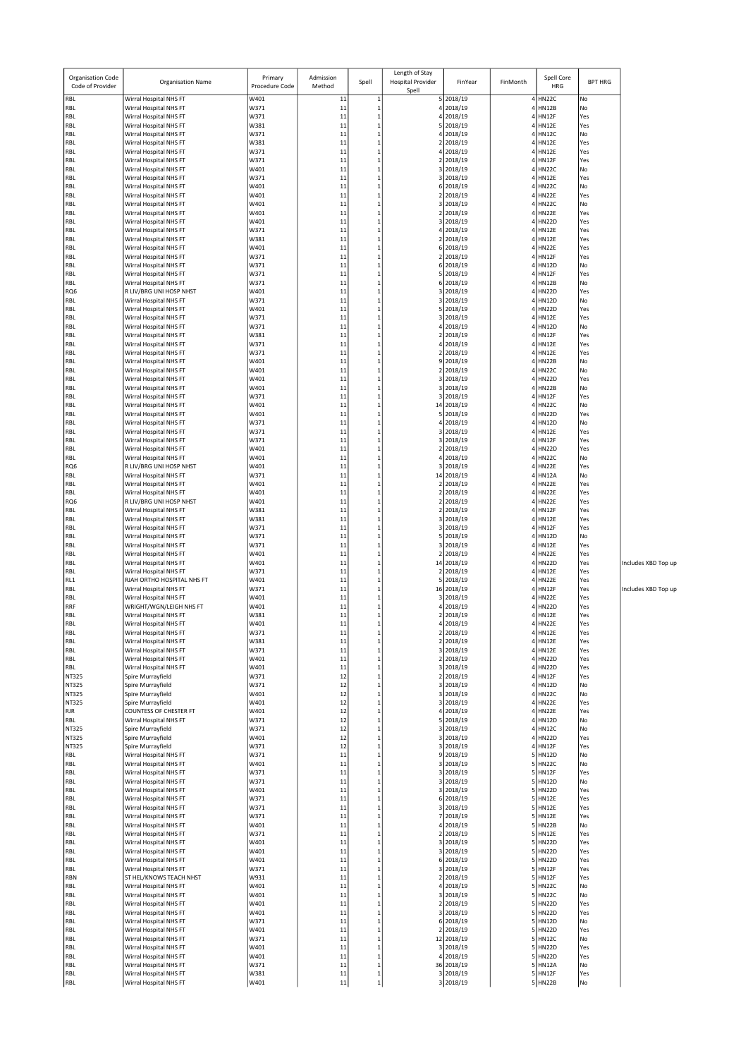| Organisation Code Code of Provider | Organisation Name | Primary Procedure Code | Admission Method | Spell | Length of Stay Hospital Provider Spell | FinYear | FinMonth | Spell Core HRG | BPT HRG | |
|---|---|---|---|---|---|---|---|---|---|---|
| RBL | Wirral Hospital NHS FT | W401 | 11 | 1 | 5 | 2018/19 | 4 | HN22C | No | |
| RBL | Wirral Hospital NHS FT | W371 | 11 | 1 | 4 | 2018/19 | 4 | HN12B | No | |
| RBL | Wirral Hospital NHS FT | W371 | 11 | 1 | 4 | 2018/19 | 4 | HN12F | Yes | |
| RBL | Wirral Hospital NHS FT | W381 | 11 | 1 | 5 | 2018/19 | 4 | HN12E | Yes | |
| RBL | Wirral Hospital NHS FT | W371 | 11 | 1 | 4 | 2018/19 | 4 | HN12C | No | |
| RBL | Wirral Hospital NHS FT | W381 | 11 | 1 | 2 | 2018/19 | 4 | HN12E | Yes | |
| RBL | Wirral Hospital NHS FT | W371 | 11 | 1 | 4 | 2018/19 | 4 | HN12E | Yes | |
| RBL | Wirral Hospital NHS FT | W371 | 11 | 1 | 2 | 2018/19 | 4 | HN12F | Yes | |
| RBL | Wirral Hospital NHS FT | W401 | 11 | 1 | 3 | 2018/19 | 4 | HN22C | No | |
| RBL | Wirral Hospital NHS FT | W371 | 11 | 1 | 3 | 2018/19 | 4 | HN12E | Yes | |
| RBL | Wirral Hospital NHS FT | W401 | 11 | 1 | 6 | 2018/19 | 4 | HN22C | No | |
| RBL | Wirral Hospital NHS FT | W401 | 11 | 1 | 2 | 2018/19 | 4 | HN22E | Yes | |
| RBL | Wirral Hospital NHS FT | W401 | 11 | 1 | 3 | 2018/19 | 4 | HN22C | No | |
| RBL | Wirral Hospital NHS FT | W401 | 11 | 1 | 2 | 2018/19 | 4 | HN22E | Yes | |
| RBL | Wirral Hospital NHS FT | W401 | 11 | 1 | 3 | 2018/19 | 4 | HN22D | Yes | |
| RBL | Wirral Hospital NHS FT | W371 | 11 | 1 | 4 | 2018/19 | 4 | HN12E | Yes | |
| RBL | Wirral Hospital NHS FT | W381 | 11 | 1 | 2 | 2018/19 | 4 | HN12E | Yes | |
| RBL | Wirral Hospital NHS FT | W401 | 11 | 1 | 6 | 2018/19 | 4 | HN22E | Yes | |
| RBL | Wirral Hospital NHS FT | W371 | 11 | 1 | 2 | 2018/19 | 4 | HN12F | Yes | |
| RBL | Wirral Hospital NHS FT | W371 | 11 | 1 | 6 | 2018/19 | 4 | HN12D | No | |
| RBL | Wirral Hospital NHS FT | W371 | 11 | 1 | 5 | 2018/19 | 4 | HN12F | Yes | |
| RBL | Wirral Hospital NHS FT | W371 | 11 | 1 | 6 | 2018/19 | 4 | HN12B | No | |
| RQ6 | R LIV/BRG UNI HOSP NHST | W401 | 11 | 1 | 3 | 2018/19 | 4 | HN22D | Yes | |
| RBL | Wirral Hospital NHS FT | W371 | 11 | 1 | 3 | 2018/19 | 4 | HN12D | No | |
| RBL | Wirral Hospital NHS FT | W401 | 11 | 1 | 5 | 2018/19 | 4 | HN22D | Yes | |
| RBL | Wirral Hospital NHS FT | W371 | 11 | 1 | 3 | 2018/19 | 4 | HN12E | Yes | |
| RBL | Wirral Hospital NHS FT | W371 | 11 | 1 | 4 | 2018/19 | 4 | HN12D | No | |
| RBL | Wirral Hospital NHS FT | W381 | 11 | 1 | 2 | 2018/19 | 4 | HN12F | Yes | |
| RBL | Wirral Hospital NHS FT | W371 | 11 | 1 | 4 | 2018/19 | 4 | HN12E | Yes | |
| RBL | Wirral Hospital NHS FT | W371 | 11 | 1 | 2 | 2018/19 | 4 | HN12E | Yes | |
| RBL | Wirral Hospital NHS FT | W401 | 11 | 1 | 9 | 2018/19 | 4 | HN22B | No | |
| RBL | Wirral Hospital NHS FT | W401 | 11 | 1 | 2 | 2018/19 | 4 | HN22C | No | |
| RBL | Wirral Hospital NHS FT | W401 | 11 | 1 | 3 | 2018/19 | 4 | HN22D | Yes | |
| RBL | Wirral Hospital NHS FT | W401 | 11 | 1 | 3 | 2018/19 | 4 | HN22B | No | |
| RBL | Wirral Hospital NHS FT | W371 | 11 | 1 | 3 | 2018/19 | 4 | HN12F | Yes | |
| RBL | Wirral Hospital NHS FT | W401 | 11 | 1 | 14 | 2018/19 | 4 | HN22C | No | |
| RBL | Wirral Hospital NHS FT | W401 | 11 | 1 | 5 | 2018/19 | 4 | HN22D | Yes | |
| RBL | Wirral Hospital NHS FT | W371 | 11 | 1 | 4 | 2018/19 | 4 | HN12D | No | |
| RBL | Wirral Hospital NHS FT | W371 | 11 | 1 | 3 | 2018/19 | 4 | HN12E | Yes | |
| RBL | Wirral Hospital NHS FT | W371 | 11 | 1 | 3 | 2018/19 | 4 | HN12F | Yes | |
| RBL | Wirral Hospital NHS FT | W401 | 11 | 1 | 2 | 2018/19 | 4 | HN22D | Yes | |
| RBL | Wirral Hospital NHS FT | W401 | 11 | 1 | 4 | 2018/19 | 4 | HN22C | No | |
| RQ6 | R LIV/BRG UNI HOSP NHST | W401 | 11 | 1 | 3 | 2018/19 | 4 | HN22E | Yes | |
| RBL | Wirral Hospital NHS FT | W371 | 11 | 1 | 14 | 2018/19 | 4 | HN12A | No | |
| RBL | Wirral Hospital NHS FT | W401 | 11 | 1 | 2 | 2018/19 | 4 | HN22E | Yes | |
| RBL | Wirral Hospital NHS FT | W401 | 11 | 1 | 2 | 2018/19 | 4 | HN22E | Yes | |
| RQ6 | R LIV/BRG UNI HOSP NHST | W401 | 11 | 1 | 2 | 2018/19 | 4 | HN22E | Yes | |
| RBL | Wirral Hospital NHS FT | W381 | 11 | 1 | 2 | 2018/19 | 4 | HN12F | Yes | |
| RBL | Wirral Hospital NHS FT | W381 | 11 | 1 | 3 | 2018/19 | 4 | HN12E | Yes | |
| RBL | Wirral Hospital NHS FT | W371 | 11 | 1 | 3 | 2018/19 | 4 | HN12F | Yes | |
| RBL | Wirral Hospital NHS FT | W371 | 11 | 1 | 5 | 2018/19 | 4 | HN12D | No | |
| RBL | Wirral Hospital NHS FT | W371 | 11 | 1 | 3 | 2018/19 | 4 | HN12E | Yes | |
| RBL | Wirral Hospital NHS FT | W401 | 11 | 1 | 2 | 2018/19 | 4 | HN22E | Yes | |
| RBL | Wirral Hospital NHS FT | W401 | 11 | 1 | 14 | 2018/19 | 4 | HN22D | Yes | Includes XBD Top up |
| RBL | Wirral Hospital NHS FT | W371 | 11 | 1 | 2 | 2018/19 | 4 | HN12E | Yes | |
| RL1 | RJAH ORTHO HOSPITAL NHS FT | W401 | 11 | 1 | 5 | 2018/19 | 4 | HN22E | Yes | |
| RBL | Wirral Hospital NHS FT | W371 | 11 | 1 | 16 | 2018/19 | 4 | HN12F | Yes | Includes XBD Top up |
| RBL | Wirral Hospital NHS FT | W401 | 11 | 1 | 3 | 2018/19 | 4 | HN22E | Yes | |
| RRF | WRIGHT/WGN/LEIGH NHS FT | W401 | 11 | 1 | 4 | 2018/19 | 4 | HN22D | Yes | |
| RBL | Wirral Hospital NHS FT | W381 | 11 | 1 | 2 | 2018/19 | 4 | HN12E | Yes | |
| RBL | Wirral Hospital NHS FT | W401 | 11 | 1 | 4 | 2018/19 | 4 | HN22E | Yes | |
| RBL | Wirral Hospital NHS FT | W371 | 11 | 1 | 2 | 2018/19 | 4 | HN12E | Yes | |
| RBL | Wirral Hospital NHS FT | W381 | 11 | 1 | 2 | 2018/19 | 4 | HN12E | Yes | |
| RBL | Wirral Hospital NHS FT | W371 | 11 | 1 | 3 | 2018/19 | 4 | HN12E | Yes | |
| RBL | Wirral Hospital NHS FT | W401 | 11 | 1 | 2 | 2018/19 | 4 | HN22D | Yes | |
| RBL | Wirral Hospital NHS FT | W401 | 11 | 1 | 3 | 2018/19 | 4 | HN22D | Yes | |
| NT325 | Spire Murrayfield | W371 | 12 | 1 | 2 | 2018/19 | 4 | HN12F | Yes | |
| NT325 | Spire Murrayfield | W371 | 12 | 1 | 3 | 2018/19 | 4 | HN12D | No | |
| NT325 | Spire Murrayfield | W401 | 12 | 1 | 3 | 2018/19 | 4 | HN22C | No | |
| NT325 | Spire Murrayfield | W401 | 12 | 1 | 3 | 2018/19 | 4 | HN22E | Yes | |
| RJR | COUNTESS OF CHESTER FT | W401 | 12 | 1 | 4 | 2018/19 | 4 | HN22E | Yes | |
| RBL | Wirral Hospital NHS FT | W371 | 12 | 1 | 5 | 2018/19 | 4 | HN12D | No | |
| NT325 | Spire Murrayfield | W371 | 12 | 1 | 3 | 2018/19 | 4 | HN12C | No | |
| NT325 | Spire Murrayfield | W401 | 12 | 1 | 3 | 2018/19 | 4 | HN22D | Yes | |
| NT325 | Spire Murrayfield | W371 | 12 | 1 | 3 | 2018/19 | 4 | HN12F | Yes | |
| RBL | Wirral Hospital NHS FT | W371 | 11 | 1 | 9 | 2018/19 | 5 | HN12D | No | |
| RBL | Wirral Hospital NHS FT | W401 | 11 | 1 | 3 | 2018/19 | 5 | HN22C | No | |
| RBL | Wirral Hospital NHS FT | W371 | 11 | 1 | 3 | 2018/19 | 5 | HN12F | Yes | |
| RBL | Wirral Hospital NHS FT | W371 | 11 | 1 | 3 | 2018/19 | 5 | HN12D | No | |
| RBL | Wirral Hospital NHS FT | W401 | 11 | 1 | 3 | 2018/19 | 5 | HN22D | Yes | |
| RBL | Wirral Hospital NHS FT | W371 | 11 | 1 | 6 | 2018/19 | 5 | HN12E | Yes | |
| RBL | Wirral Hospital NHS FT | W371 | 11 | 1 | 3 | 2018/19 | 5 | HN12E | Yes | |
| RBL | Wirral Hospital NHS FT | W371 | 11 | 1 | 7 | 2018/19 | 5 | HN12E | Yes | |
| RBL | Wirral Hospital NHS FT | W401 | 11 | 1 | 4 | 2018/19 | 5 | HN22B | No | |
| RBL | Wirral Hospital NHS FT | W371 | 11 | 1 | 2 | 2018/19 | 5 | HN12E | Yes | |
| RBL | Wirral Hospital NHS FT | W401 | 11 | 1 | 3 | 2018/19 | 5 | HN22D | Yes | |
| RBL | Wirral Hospital NHS FT | W401 | 11 | 1 | 3 | 2018/19 | 5 | HN22D | Yes | |
| RBL | Wirral Hospital NHS FT | W401 | 11 | 1 | 6 | 2018/19 | 5 | HN22D | Yes | |
| RBL | Wirral Hospital NHS FT | W371 | 11 | 1 | 3 | 2018/19 | 5 | HN12F | Yes | |
| RBN | ST HEL/KNOWS TEACH NHST | W931 | 11 | 1 | 2 | 2018/19 | 5 | HN12F | Yes | |
| RBL | Wirral Hospital NHS FT | W401 | 11 | 1 | 4 | 2018/19 | 5 | HN22C | No | |
| RBL | Wirral Hospital NHS FT | W401 | 11 | 1 | 3 | 2018/19 | 5 | HN22C | No | |
| RBL | Wirral Hospital NHS FT | W401 | 11 | 1 | 2 | 2018/19 | 5 | HN22D | Yes | |
| RBL | Wirral Hospital NHS FT | W401 | 11 | 1 | 3 | 2018/19 | 5 | HN22D | Yes | |
| RBL | Wirral Hospital NHS FT | W371 | 11 | 1 | 6 | 2018/19 | 5 | HN12D | No | |
| RBL | Wirral Hospital NHS FT | W401 | 11 | 1 | 2 | 2018/19 | 5 | HN22D | Yes | |
| RBL | Wirral Hospital NHS FT | W371 | 11 | 1 | 12 | 2018/19 | 5 | HN12C | No | |
| RBL | Wirral Hospital NHS FT | W401 | 11 | 1 | 3 | 2018/19 | 5 | HN22D | Yes | |
| RBL | Wirral Hospital NHS FT | W401 | 11 | 1 | 4 | 2018/19 | 5 | HN22D | Yes | |
| RBL | Wirral Hospital NHS FT | W371 | 11 | 1 | 36 | 2018/19 | 5 | HN12A | No | |
| RBL | Wirral Hospital NHS FT | W381 | 11 | 1 | 3 | 2018/19 | 5 | HN12F | Yes | |
| RBL | Wirral Hospital NHS FT | W401 | 11 | 1 | 3 | 2018/19 | 5 | HN22B | No | |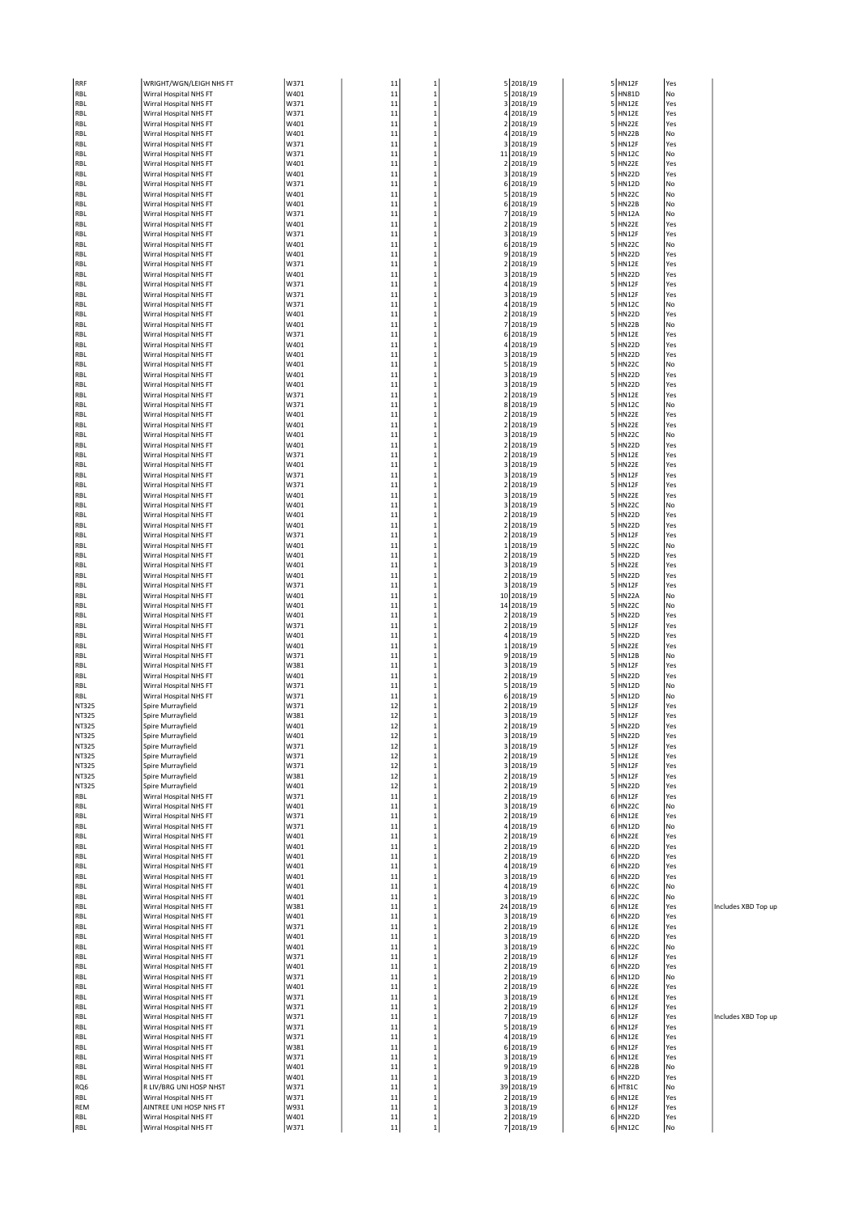| | | | | | | | | | | |
|---|---|---|---|---|---|---|---|---|---|---|
| RRF | WRIGHT/WGN/LEIGH NHS FT | W371 | 11 | 1 | 5 | 2018/19 | 5 | HN12F | Yes | |
| RBL | Wirral Hospital NHS FT | W401 | 11 | 1 | 5 | 2018/19 | 5 | HN81D | No | |
| RBL | Wirral Hospital NHS FT | W371 | 11 | 1 | 3 | 2018/19 | 5 | HN12E | Yes | |
| RBL | Wirral Hospital NHS FT | W371 | 11 | 1 | 4 | 2018/19 | 5 | HN12E | Yes | |
| RBL | Wirral Hospital NHS FT | W401 | 11 | 1 | 2 | 2018/19 | 5 | HN22E | Yes | |
| RBL | Wirral Hospital NHS FT | W401 | 11 | 1 | 4 | 2018/19 | 5 | HN22B | No | |
| RBL | Wirral Hospital NHS FT | W371 | 11 | 1 | 3 | 2018/19 | 5 | HN12F | Yes | |
| RBL | Wirral Hospital NHS FT | W371 | 11 | 1 | 11 | 2018/19 | 5 | HN12C | No | |
| RBL | Wirral Hospital NHS FT | W401 | 11 | 1 | 2 | 2018/19 | 5 | HN22E | Yes | |
| RBL | Wirral Hospital NHS FT | W401 | 11 | 1 | 3 | 2018/19 | 5 | HN22D | Yes | |
| RBL | Wirral Hospital NHS FT | W371 | 11 | 1 | 6 | 2018/19 | 5 | HN12D | No | |
| RBL | Wirral Hospital NHS FT | W401 | 11 | 1 | 5 | 2018/19 | 5 | HN22C | No | |
| RBL | Wirral Hospital NHS FT | W401 | 11 | 1 | 6 | 2018/19 | 5 | HN22B | No | |
| RBL | Wirral Hospital NHS FT | W371 | 11 | 1 | 7 | 2018/19 | 5 | HN12A | No | |
| RBL | Wirral Hospital NHS FT | W401 | 11 | 1 | 2 | 2018/19 | 5 | HN22E | Yes | |
| RBL | Wirral Hospital NHS FT | W371 | 11 | 1 | 3 | 2018/19 | 5 | HN12F | Yes | |
| RBL | Wirral Hospital NHS FT | W401 | 11 | 1 | 6 | 2018/19 | 5 | HN22C | No | |
| RBL | Wirral Hospital NHS FT | W401 | 11 | 1 | 9 | 2018/19 | 5 | HN22D | Yes | |
| RBL | Wirral Hospital NHS FT | W371 | 11 | 1 | 2 | 2018/19 | 5 | HN12E | Yes | |
| RBL | Wirral Hospital NHS FT | W401 | 11 | 1 | 3 | 2018/19 | 5 | HN22D | Yes | |
| RBL | Wirral Hospital NHS FT | W371 | 11 | 1 | 4 | 2018/19 | 5 | HN12F | Yes | |
| RBL | Wirral Hospital NHS FT | W371 | 11 | 1 | 3 | 2018/19 | 5 | HN12F | Yes | |
| RBL | Wirral Hospital NHS FT | W371 | 11 | 1 | 4 | 2018/19 | 5 | HN12C | No | |
| RBL | Wirral Hospital NHS FT | W401 | 11 | 1 | 2 | 2018/19 | 5 | HN22D | Yes | |
| RBL | Wirral Hospital NHS FT | W401 | 11 | 1 | 7 | 2018/19 | 5 | HN22B | No | |
| RBL | Wirral Hospital NHS FT | W371 | 11 | 1 | 6 | 2018/19 | 5 | HN12E | Yes | |
| RBL | Wirral Hospital NHS FT | W401 | 11 | 1 | 4 | 2018/19 | 5 | HN22D | Yes | |
| RBL | Wirral Hospital NHS FT | W401 | 11 | 1 | 3 | 2018/19 | 5 | HN22D | Yes | |
| RBL | Wirral Hospital NHS FT | W401 | 11 | 1 | 5 | 2018/19 | 5 | HN22C | No | |
| RBL | Wirral Hospital NHS FT | W401 | 11 | 1 | 3 | 2018/19 | 5 | HN22D | Yes | |
| RBL | Wirral Hospital NHS FT | W401 | 11 | 1 | 3 | 2018/19 | 5 | HN22D | Yes | |
| RBL | Wirral Hospital NHS FT | W371 | 11 | 1 | 2 | 2018/19 | 5 | HN12E | Yes | |
| RBL | Wirral Hospital NHS FT | W371 | 11 | 1 | 8 | 2018/19 | 5 | HN12C | No | |
| RBL | Wirral Hospital NHS FT | W401 | 11 | 1 | 2 | 2018/19 | 5 | HN22E | Yes | |
| RBL | Wirral Hospital NHS FT | W401 | 11 | 1 | 2 | 2018/19 | 5 | HN22E | Yes | |
| RBL | Wirral Hospital NHS FT | W401 | 11 | 1 | 3 | 2018/19 | 5 | HN22C | No | |
| RBL | Wirral Hospital NHS FT | W401 | 11 | 1 | 2 | 2018/19 | 5 | HN22D | Yes | |
| RBL | Wirral Hospital NHS FT | W371 | 11 | 1 | 2 | 2018/19 | 5 | HN12E | Yes | |
| RBL | Wirral Hospital NHS FT | W401 | 11 | 1 | 3 | 2018/19 | 5 | HN22E | Yes | |
| RBL | Wirral Hospital NHS FT | W371 | 11 | 1 | 3 | 2018/19 | 5 | HN12F | Yes | |
| RBL | Wirral Hospital NHS FT | W371 | 11 | 1 | 2 | 2018/19 | 5 | HN12F | Yes | |
| RBL | Wirral Hospital NHS FT | W401 | 11 | 1 | 3 | 2018/19 | 5 | HN22E | Yes | |
| RBL | Wirral Hospital NHS FT | W401 | 11 | 1 | 3 | 2018/19 | 5 | HN22C | No | |
| RBL | Wirral Hospital NHS FT | W401 | 11 | 1 | 2 | 2018/19 | 5 | HN22D | Yes | |
| RBL | Wirral Hospital NHS FT | W401 | 11 | 1 | 2 | 2018/19 | 5 | HN22D | Yes | |
| RBL | Wirral Hospital NHS FT | W371 | 11 | 1 | 2 | 2018/19 | 5 | HN12F | Yes | |
| RBL | Wirral Hospital NHS FT | W401 | 11 | 1 | 1 | 2018/19 | 5 | HN22C | No | |
| RBL | Wirral Hospital NHS FT | W401 | 11 | 1 | 2 | 2018/19 | 5 | HN22D | Yes | |
| RBL | Wirral Hospital NHS FT | W401 | 11 | 1 | 3 | 2018/19 | 5 | HN22E | Yes | |
| RBL | Wirral Hospital NHS FT | W401 | 11 | 1 | 2 | 2018/19 | 5 | HN22D | Yes | |
| RBL | Wirral Hospital NHS FT | W371 | 11 | 1 | 3 | 2018/19 | 5 | HN12F | Yes | |
| RBL | Wirral Hospital NHS FT | W401 | 11 | 1 | 10 | 2018/19 | 5 | HN22A | No | |
| RBL | Wirral Hospital NHS FT | W401 | 11 | 1 | 14 | 2018/19 | 5 | HN22C | No | |
| RBL | Wirral Hospital NHS FT | W401 | 11 | 1 | 2 | 2018/19 | 5 | HN22D | Yes | |
| RBL | Wirral Hospital NHS FT | W371 | 11 | 1 | 2 | 2018/19 | 5 | HN12F | Yes | |
| RBL | Wirral Hospital NHS FT | W401 | 11 | 1 | 4 | 2018/19 | 5 | HN22D | Yes | |
| RBL | Wirral Hospital NHS FT | W401 | 11 | 1 | 1 | 2018/19 | 5 | HN22E | Yes | |
| RBL | Wirral Hospital NHS FT | W371 | 11 | 1 | 9 | 2018/19 | 5 | HN12B | No | |
| RBL | Wirral Hospital NHS FT | W381 | 11 | 1 | 3 | 2018/19 | 5 | HN12F | Yes | |
| RBL | Wirral Hospital NHS FT | W401 | 11 | 1 | 2 | 2018/19 | 5 | HN22D | Yes | |
| RBL | Wirral Hospital NHS FT | W371 | 11 | 1 | 5 | 2018/19 | 5 | HN12D | No | |
| RBL | Wirral Hospital NHS FT | W371 | 11 | 1 | 6 | 2018/19 | 5 | HN12D | No | |
| NT325 | Spire Murrayfield | W371 | 12 | 1 | 2 | 2018/19 | 5 | HN12F | Yes | |
| NT325 | Spire Murrayfield | W381 | 12 | 1 | 3 | 2018/19 | 5 | HN12F | Yes | |
| NT325 | Spire Murrayfield | W401 | 12 | 1 | 2 | 2018/19 | 5 | HN22D | Yes | |
| NT325 | Spire Murrayfield | W401 | 12 | 1 | 3 | 2018/19 | 5 | HN22D | Yes | |
| NT325 | Spire Murrayfield | W371 | 12 | 1 | 3 | 2018/19 | 5 | HN12F | Yes | |
| NT325 | Spire Murrayfield | W371 | 12 | 1 | 2 | 2018/19 | 5 | HN12E | Yes | |
| NT325 | Spire Murrayfield | W371 | 12 | 1 | 3 | 2018/19 | 5 | HN12F | Yes | |
| NT325 | Spire Murrayfield | W381 | 12 | 1 | 2 | 2018/19 | 5 | HN12F | Yes | |
| NT325 | Spire Murrayfield | W401 | 12 | 1 | 2 | 2018/19 | 5 | HN22D | Yes | |
| RBL | Wirral Hospital NHS FT | W371 | 11 | 1 | 2 | 2018/19 | 6 | HN12F | Yes | |
| RBL | Wirral Hospital NHS FT | W401 | 11 | 1 | 3 | 2018/19 | 6 | HN22C | No | |
| RBL | Wirral Hospital NHS FT | W371 | 11 | 1 | 2 | 2018/19 | 6 | HN12E | Yes | |
| RBL | Wirral Hospital NHS FT | W371 | 11 | 1 | 4 | 2018/19 | 6 | HN12D | No | |
| RBL | Wirral Hospital NHS FT | W401 | 11 | 1 | 2 | 2018/19 | 6 | HN22E | Yes | |
| RBL | Wirral Hospital NHS FT | W401 | 11 | 1 | 2 | 2018/19 | 6 | HN22D | Yes | |
| RBL | Wirral Hospital NHS FT | W401 | 11 | 1 | 2 | 2018/19 | 6 | HN22D | Yes | |
| RBL | Wirral Hospital NHS FT | W401 | 11 | 1 | 4 | 2018/19 | 6 | HN22D | Yes | |
| RBL | Wirral Hospital NHS FT | W401 | 11 | 1 | 3 | 2018/19 | 6 | HN22D | Yes | |
| RBL | Wirral Hospital NHS FT | W401 | 11 | 1 | 4 | 2018/19 | 6 | HN22C | No | |
| RBL | Wirral Hospital NHS FT | W401 | 11 | 1 | 3 | 2018/19 | 6 | HN22C | No | |
| RBL | Wirral Hospital NHS FT | W381 | 11 | 1 | 24 | 2018/19 | 6 | HN12E | Yes | Includes XBD Top up |
| RBL | Wirral Hospital NHS FT | W401 | 11 | 1 | 3 | 2018/19 | 6 | HN22D | Yes | |
| RBL | Wirral Hospital NHS FT | W371 | 11 | 1 | 2 | 2018/19 | 6 | HN12E | Yes | |
| RBL | Wirral Hospital NHS FT | W401 | 11 | 1 | 3 | 2018/19 | 6 | HN22D | Yes | |
| RBL | Wirral Hospital NHS FT | W401 | 11 | 1 | 3 | 2018/19 | 6 | HN22C | No | |
| RBL | Wirral Hospital NHS FT | W371 | 11 | 1 | 2 | 2018/19 | 6 | HN12F | Yes | |
| RBL | Wirral Hospital NHS FT | W401 | 11 | 1 | 2 | 2018/19 | 6 | HN22D | Yes | |
| RBL | Wirral Hospital NHS FT | W371 | 11 | 1 | 2 | 2018/19 | 6 | HN12D | No | |
| RBL | Wirral Hospital NHS FT | W401 | 11 | 1 | 2 | 2018/19 | 6 | HN22E | Yes | |
| RBL | Wirral Hospital NHS FT | W371 | 11 | 1 | 3 | 2018/19 | 6 | HN12E | Yes | |
| RBL | Wirral Hospital NHS FT | W371 | 11 | 1 | 2 | 2018/19 | 6 | HN12F | Yes | |
| RBL | Wirral Hospital NHS FT | W371 | 11 | 1 | 7 | 2018/19 | 6 | HN12F | Yes | Includes XBD Top up |
| RBL | Wirral Hospital NHS FT | W371 | 11 | 1 | 5 | 2018/19 | 6 | HN12F | Yes | |
| RBL | Wirral Hospital NHS FT | W371 | 11 | 1 | 4 | 2018/19 | 6 | HN12E | Yes | |
| RBL | Wirral Hospital NHS FT | W381 | 11 | 1 | 6 | 2018/19 | 6 | HN12F | Yes | |
| RBL | Wirral Hospital NHS FT | W371 | 11 | 1 | 3 | 2018/19 | 6 | HN12E | Yes | |
| RBL | Wirral Hospital NHS FT | W401 | 11 | 1 | 9 | 2018/19 | 6 | HN22B | No | |
| RBL | Wirral Hospital NHS FT | W401 | 11 | 1 | 3 | 2018/19 | 6 | HN22D | Yes | |
| RQ6 | R LIV/BRG UNI HOSP NHST | W371 | 11 | 1 | 39 | 2018/19 | 6 | HT81C | No | |
| RBL | Wirral Hospital NHS FT | W371 | 11 | 1 | 2 | 2018/19 | 6 | HN12E | Yes | |
| REM | AINTREE UNI HOSP NHS FT | W931 | 11 | 1 | 3 | 2018/19 | 6 | HN12F | Yes | |
| RBL | Wirral Hospital NHS FT | W401 | 11 | 1 | 2 | 2018/19 | 6 | HN22D | Yes | |
| RBL | Wirral Hospital NHS FT | W371 | 11 | 1 | 7 | 2018/19 | 6 | HN12C | No | |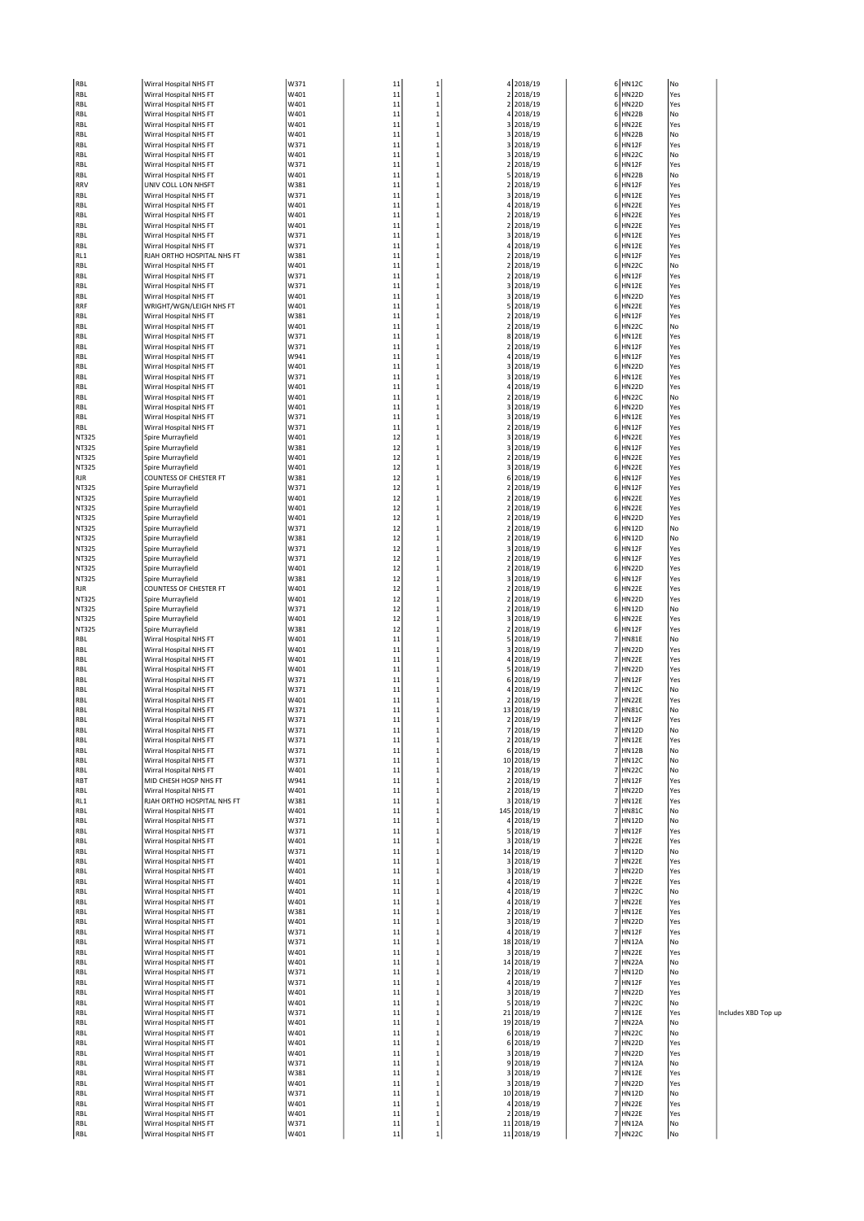| | | | | | | | | | |
|---|---|---|---|---|---|---|---|---|---|
| RBL | Wirral Hospital NHS FT | W371 | 11 | 1 | 4 | 2018/19 | 6 | HN12C | No | |
| RBL | Wirral Hospital NHS FT | W401 | 11 | 1 | 2 | 2018/19 | 6 | HN22D | Yes | |
| RBL | Wirral Hospital NHS FT | W401 | 11 | 1 | 2 | 2018/19 | 6 | HN22D | Yes | |
| RBL | Wirral Hospital NHS FT | W401 | 11 | 1 | 4 | 2018/19 | 6 | HN22B | No | |
| RBL | Wirral Hospital NHS FT | W401 | 11 | 1 | 3 | 2018/19 | 6 | HN22E | Yes | |
| RBL | Wirral Hospital NHS FT | W401 | 11 | 1 | 3 | 2018/19 | 6 | HN22B | No | |
| RBL | Wirral Hospital NHS FT | W371 | 11 | 1 | 3 | 2018/19 | 6 | HN12F | Yes | |
| RBL | Wirral Hospital NHS FT | W401 | 11 | 1 | 3 | 2018/19 | 6 | HN22C | No | |
| RBL | Wirral Hospital NHS FT | W371 | 11 | 1 | 2 | 2018/19 | 6 | HN12F | Yes | |
| RBL | Wirral Hospital NHS FT | W401 | 11 | 1 | 5 | 2018/19 | 6 | HN22B | No | |
| RRV | UNIV COLL LON NHSFT | W381 | 11 | 1 | 2 | 2018/19 | 6 | HN12F | Yes | |
| RBL | Wirral Hospital NHS FT | W371 | 11 | 1 | 3 | 2018/19 | 6 | HN12E | Yes | |
| RBL | Wirral Hospital NHS FT | W401 | 11 | 1 | 4 | 2018/19 | 6 | HN22E | Yes | |
| RBL | Wirral Hospital NHS FT | W401 | 11 | 1 | 2 | 2018/19 | 6 | HN22E | Yes | |
| RBL | Wirral Hospital NHS FT | W401 | 11 | 1 | 2 | 2018/19 | 6 | HN22E | Yes | |
| RBL | Wirral Hospital NHS FT | W371 | 11 | 1 | 3 | 2018/19 | 6 | HN12E | Yes | |
| RBL | Wirral Hospital NHS FT | W371 | 11 | 1 | 4 | 2018/19 | 6 | HN12E | Yes | |
| RL1 | RJAH ORTHO HOSPITAL NHS FT | W381 | 11 | 1 | 2 | 2018/19 | 6 | HN12F | Yes | |
| RBL | Wirral Hospital NHS FT | W401 | 11 | 1 | 2 | 2018/19 | 6 | HN22C | No | |
| RBL | Wirral Hospital NHS FT | W371 | 11 | 1 | 2 | 2018/19 | 6 | HN12F | Yes | |
| RBL | Wirral Hospital NHS FT | W371 | 11 | 1 | 3 | 2018/19 | 6 | HN12E | Yes | |
| RBL | Wirral Hospital NHS FT | W401 | 11 | 1 | 3 | 2018/19 | 6 | HN22D | Yes | |
| RRF | WRIGHT/WGN/LEIGH NHS FT | W401 | 11 | 1 | 5 | 2018/19 | 6 | HN22E | Yes | |
| RBL | Wirral Hospital NHS FT | W381 | 11 | 1 | 2 | 2018/19 | 6 | HN12F | Yes | |
| RBL | Wirral Hospital NHS FT | W401 | 11 | 1 | 2 | 2018/19 | 6 | HN22C | No | |
| RBL | Wirral Hospital NHS FT | W371 | 11 | 1 | 8 | 2018/19 | 6 | HN12E | Yes | |
| RBL | Wirral Hospital NHS FT | W371 | 11 | 1 | 2 | 2018/19 | 6 | HN12F | Yes | |
| RBL | Wirral Hospital NHS FT | W941 | 11 | 1 | 4 | 2018/19 | 6 | HN12F | Yes | |
| RBL | Wirral Hospital NHS FT | W401 | 11 | 1 | 3 | 2018/19 | 6 | HN22D | Yes | |
| RBL | Wirral Hospital NHS FT | W371 | 11 | 1 | 3 | 2018/19 | 6 | HN12E | Yes | |
| RBL | Wirral Hospital NHS FT | W401 | 11 | 1 | 4 | 2018/19 | 6 | HN22D | Yes | |
| RBL | Wirral Hospital NHS FT | W401 | 11 | 1 | 2 | 2018/19 | 6 | HN22C | No | |
| RBL | Wirral Hospital NHS FT | W401 | 11 | 1 | 3 | 2018/19 | 6 | HN22D | Yes | |
| RBL | Wirral Hospital NHS FT | W371 | 11 | 1 | 3 | 2018/19 | 6 | HN12E | Yes | |
| RBL | Wirral Hospital NHS FT | W371 | 11 | 1 | 2 | 2018/19 | 6 | HN12F | Yes | |
| NT325 | Spire Murrayfield | W401 | 12 | 1 | 3 | 2018/19 | 6 | HN22E | Yes | |
| NT325 | Spire Murrayfield | W381 | 12 | 1 | 3 | 2018/19 | 6 | HN12F | Yes | |
| NT325 | Spire Murrayfield | W401 | 12 | 1 | 2 | 2018/19 | 6 | HN22E | Yes | |
| NT325 | Spire Murrayfield | W401 | 12 | 1 | 3 | 2018/19 | 6 | HN22E | Yes | |
| RJR | COUNTESS OF CHESTER FT | W381 | 12 | 1 | 6 | 2018/19 | 6 | HN12F | Yes | |
| NT325 | Spire Murrayfield | W371 | 12 | 1 | 2 | 2018/19 | 6 | HN12F | Yes | |
| NT325 | Spire Murrayfield | W401 | 12 | 1 | 2 | 2018/19 | 6 | HN22E | Yes | |
| NT325 | Spire Murrayfield | W401 | 12 | 1 | 2 | 2018/19 | 6 | HN22E | Yes | |
| NT325 | Spire Murrayfield | W401 | 12 | 1 | 2 | 2018/19 | 6 | HN22D | Yes | |
| NT325 | Spire Murrayfield | W371 | 12 | 1 | 2 | 2018/19 | 6 | HN12D | No | |
| NT325 | Spire Murrayfield | W381 | 12 | 1 | 2 | 2018/19 | 6 | HN12D | No | |
| NT325 | Spire Murrayfield | W371 | 12 | 1 | 3 | 2018/19 | 6 | HN12F | Yes | |
| NT325 | Spire Murrayfield | W371 | 12 | 1 | 2 | 2018/19 | 6 | HN12F | Yes | |
| NT325 | Spire Murrayfield | W401 | 12 | 1 | 2 | 2018/19 | 6 | HN22D | Yes | |
| NT325 | Spire Murrayfield | W381 | 12 | 1 | 3 | 2018/19 | 6 | HN12F | Yes | |
| RJR | COUNTESS OF CHESTER FT | W401 | 12 | 1 | 2 | 2018/19 | 6 | HN22E | Yes | |
| NT325 | Spire Murrayfield | W401 | 12 | 1 | 2 | 2018/19 | 6 | HN22D | Yes | |
| NT325 | Spire Murrayfield | W371 | 12 | 1 | 2 | 2018/19 | 6 | HN12D | No | |
| NT325 | Spire Murrayfield | W401 | 12 | 1 | 3 | 2018/19 | 6 | HN22E | Yes | |
| NT325 | Spire Murrayfield | W381 | 12 | 1 | 2 | 2018/19 | 6 | HN12F | Yes | |
| RBL | Wirral Hospital NHS FT | W401 | 11 | 1 | 5 | 2018/19 | 7 | HN81E | No | |
| RBL | Wirral Hospital NHS FT | W401 | 11 | 1 | 3 | 2018/19 | 7 | HN22D | Yes | |
| RBL | Wirral Hospital NHS FT | W401 | 11 | 1 | 4 | 2018/19 | 7 | HN22E | Yes | |
| RBL | Wirral Hospital NHS FT | W401 | 11 | 1 | 5 | 2018/19 | 7 | HN22D | Yes | |
| RBL | Wirral Hospital NHS FT | W371 | 11 | 1 | 6 | 2018/19 | 7 | HN12F | Yes | |
| RBL | Wirral Hospital NHS FT | W371 | 11 | 1 | 4 | 2018/19 | 7 | HN12C | No | |
| RBL | Wirral Hospital NHS FT | W401 | 11 | 1 | 2 | 2018/19 | 7 | HN22E | Yes | |
| RBL | Wirral Hospital NHS FT | W371 | 11 | 1 | 13 | 2018/19 | 7 | HN81C | No | |
| RBL | Wirral Hospital NHS FT | W371 | 11 | 1 | 2 | 2018/19 | 7 | HN12F | Yes | |
| RBL | Wirral Hospital NHS FT | W371 | 11 | 1 | 7 | 2018/19 | 7 | HN12D | No | |
| RBL | Wirral Hospital NHS FT | W371 | 11 | 1 | 2 | 2018/19 | 7 | HN12E | Yes | |
| RBL | Wirral Hospital NHS FT | W371 | 11 | 1 | 6 | 2018/19 | 7 | HN12B | No | |
| RBL | Wirral Hospital NHS FT | W371 | 11 | 1 | 10 | 2018/19 | 7 | HN12C | No | |
| RBL | Wirral Hospital NHS FT | W401 | 11 | 1 | 2 | 2018/19 | 7 | HN22C | No | |
| RBT | MID CHESH HOSP NHS FT | W941 | 11 | 1 | 2 | 2018/19 | 7 | HN12F | Yes | |
| RBL | Wirral Hospital NHS FT | W401 | 11 | 1 | 2 | 2018/19 | 7 | HN22D | Yes | |
| RL1 | RJAH ORTHO HOSPITAL NHS FT | W381 | 11 | 1 | 3 | 2018/19 | 7 | HN12E | Yes | |
| RBL | Wirral Hospital NHS FT | W401 | 11 | 1 | 145 | 2018/19 | 7 | HN81C | No | |
| RBL | Wirral Hospital NHS FT | W371 | 11 | 1 | 4 | 2018/19 | 7 | HN12D | No | |
| RBL | Wirral Hospital NHS FT | W371 | 11 | 1 | 5 | 2018/19 | 7 | HN12F | Yes | |
| RBL | Wirral Hospital NHS FT | W401 | 11 | 1 | 3 | 2018/19 | 7 | HN22E | Yes | |
| RBL | Wirral Hospital NHS FT | W371 | 11 | 1 | 14 | 2018/19 | 7 | HN12D | No | |
| RBL | Wirral Hospital NHS FT | W401 | 11 | 1 | 3 | 2018/19 | 7 | HN22E | Yes | |
| RBL | Wirral Hospital NHS FT | W401 | 11 | 1 | 3 | 2018/19 | 7 | HN22D | Yes | |
| RBL | Wirral Hospital NHS FT | W401 | 11 | 1 | 4 | 2018/19 | 7 | HN22E | Yes | |
| RBL | Wirral Hospital NHS FT | W401 | 11 | 1 | 4 | 2018/19 | 7 | HN22C | No | |
| RBL | Wirral Hospital NHS FT | W401 | 11 | 1 | 4 | 2018/19 | 7 | HN22E | Yes | |
| RBL | Wirral Hospital NHS FT | W381 | 11 | 1 | 2 | 2018/19 | 7 | HN12E | Yes | |
| RBL | Wirral Hospital NHS FT | W401 | 11 | 1 | 3 | 2018/19 | 7 | HN22D | Yes | |
| RBL | Wirral Hospital NHS FT | W371 | 11 | 1 | 4 | 2018/19 | 7 | HN12F | Yes | |
| RBL | Wirral Hospital NHS FT | W371 | 11 | 1 | 18 | 2018/19 | 7 | HN12A | No | |
| RBL | Wirral Hospital NHS FT | W401 | 11 | 1 | 3 | 2018/19 | 7 | HN22E | Yes | |
| RBL | Wirral Hospital NHS FT | W401 | 11 | 1 | 14 | 2018/19 | 7 | HN22A | No | |
| RBL | Wirral Hospital NHS FT | W371 | 11 | 1 | 2 | 2018/19 | 7 | HN12D | No | |
| RBL | Wirral Hospital NHS FT | W371 | 11 | 1 | 4 | 2018/19 | 7 | HN12F | Yes | |
| RBL | Wirral Hospital NHS FT | W401 | 11 | 1 | 3 | 2018/19 | 7 | HN22D | Yes | |
| RBL | Wirral Hospital NHS FT | W401 | 11 | 1 | 5 | 2018/19 | 7 | HN22C | No | |
| RBL | Wirral Hospital NHS FT | W371 | 11 | 1 | 21 | 2018/19 | 7 | HN12E | Yes | Includes XBD Top up |
| RBL | Wirral Hospital NHS FT | W401 | 11 | 1 | 19 | 2018/19 | 7 | HN22A | No | |
| RBL | Wirral Hospital NHS FT | W401 | 11 | 1 | 6 | 2018/19 | 7 | HN22C | No | |
| RBL | Wirral Hospital NHS FT | W401 | 11 | 1 | 6 | 2018/19 | 7 | HN22D | Yes | |
| RBL | Wirral Hospital NHS FT | W401 | 11 | 1 | 3 | 2018/19 | 7 | HN22D | Yes | |
| RBL | Wirral Hospital NHS FT | W371 | 11 | 1 | 9 | 2018/19 | 7 | HN12A | No | |
| RBL | Wirral Hospital NHS FT | W381 | 11 | 1 | 3 | 2018/19 | 7 | HN12E | Yes | |
| RBL | Wirral Hospital NHS FT | W401 | 11 | 1 | 3 | 2018/19 | 7 | HN22D | Yes | |
| RBL | Wirral Hospital NHS FT | W371 | 11 | 1 | 10 | 2018/19 | 7 | HN12D | No | |
| RBL | Wirral Hospital NHS FT | W401 | 11 | 1 | 4 | 2018/19 | 7 | HN22E | Yes | |
| RBL | Wirral Hospital NHS FT | W401 | 11 | 1 | 2 | 2018/19 | 7 | HN22E | Yes | |
| RBL | Wirral Hospital NHS FT | W371 | 11 | 1 | 11 | 2018/19 | 7 | HN12A | No | |
| RBL | Wirral Hospital NHS FT | W401 | 11 | 1 | 11 | 2018/19 | 7 | HN22C | No | |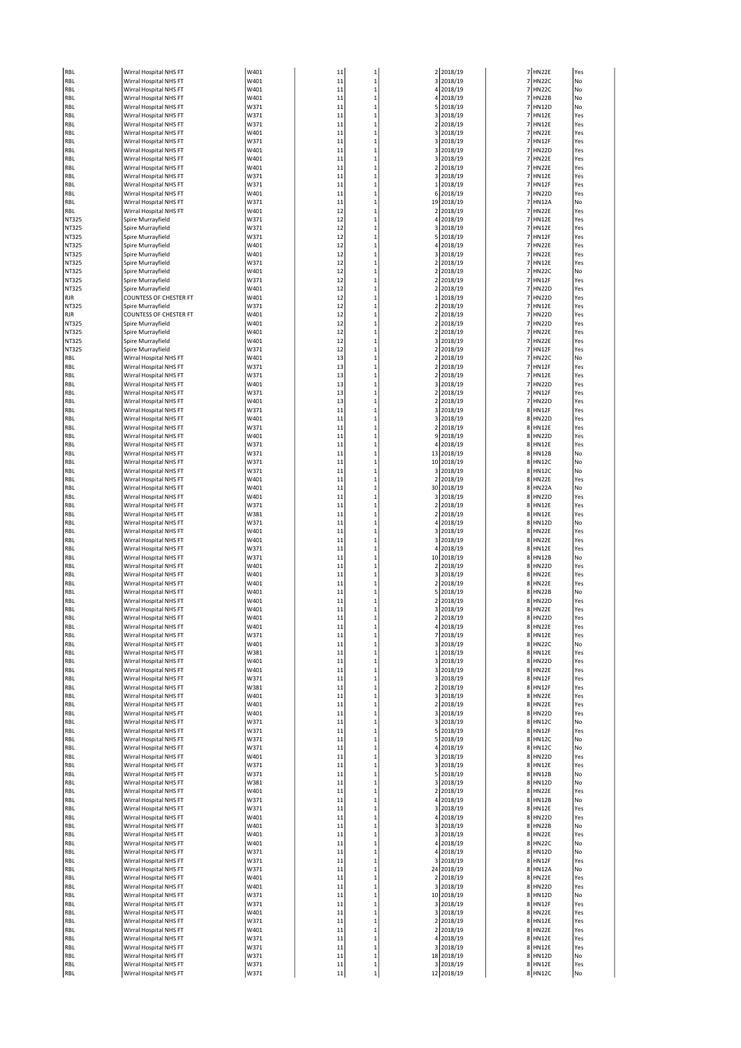| | | | | | | | | | |
|---|---|---|---|---|---|---|---|---|---|
| RBL | Wirral Hospital NHS FT | W401 | 11 | 1 | 2 | 2018/19 | 7 | HN22E | Yes |
| RBL | Wirral Hospital NHS FT | W401 | 11 | 1 | 3 | 2018/19 | 7 | HN22C | No |
| RBL | Wirral Hospital NHS FT | W401 | 11 | 1 | 4 | 2018/19 | 7 | HN22C | No |
| RBL | Wirral Hospital NHS FT | W401 | 11 | 1 | 4 | 2018/19 | 7 | HN22B | No |
| RBL | Wirral Hospital NHS FT | W371 | 11 | 1 | 5 | 2018/19 | 7 | HN12D | No |
| RBL | Wirral Hospital NHS FT | W371 | 11 | 1 | 3 | 2018/19 | 7 | HN12E | Yes |
| RBL | Wirral Hospital NHS FT | W371 | 11 | 1 | 2 | 2018/19 | 7 | HN12E | Yes |
| RBL | Wirral Hospital NHS FT | W401 | 11 | 1 | 3 | 2018/19 | 7 | HN22E | Yes |
| RBL | Wirral Hospital NHS FT | W371 | 11 | 1 | 3 | 2018/19 | 7 | HN12F | Yes |
| RBL | Wirral Hospital NHS FT | W401 | 11 | 1 | 3 | 2018/19 | 7 | HN22D | Yes |
| RBL | Wirral Hospital NHS FT | W401 | 11 | 1 | 3 | 2018/19 | 7 | HN22E | Yes |
| RBL | Wirral Hospital NHS FT | W401 | 11 | 1 | 2 | 2018/19 | 7 | HN22E | Yes |
| RBL | Wirral Hospital NHS FT | W371 | 11 | 1 | 3 | 2018/19 | 7 | HN12E | Yes |
| RBL | Wirral Hospital NHS FT | W371 | 11 | 1 | 1 | 2018/19 | 7 | HN12F | Yes |
| RBL | Wirral Hospital NHS FT | W401 | 11 | 1 | 6 | 2018/19 | 7 | HN22D | Yes |
| RBL | Wirral Hospital NHS FT | W371 | 11 | 1 | 19 | 2018/19 | 7 | HN12A | No |
| RBL | Wirral Hospital NHS FT | W401 | 12 | 1 | 2 | 2018/19 | 7 | HN22E | Yes |
| NT325 | Spire Murrayfield | W371 | 12 | 1 | 4 | 2018/19 | 7 | HN12E | Yes |
| NT325 | Spire Murrayfield | W371 | 12 | 1 | 3 | 2018/19 | 7 | HN12E | Yes |
| NT325 | Spire Murrayfield | W371 | 12 | 1 | 5 | 2018/19 | 7 | HN12F | Yes |
| NT325 | Spire Murrayfield | W401 | 12 | 1 | 4 | 2018/19 | 7 | HN22E | Yes |
| NT325 | Spire Murrayfield | W401 | 12 | 1 | 3 | 2018/19 | 7 | HN22E | Yes |
| NT325 | Spire Murrayfield | W371 | 12 | 1 | 2 | 2018/19 | 7 | HN12E | Yes |
| NT325 | Spire Murrayfield | W401 | 12 | 1 | 2 | 2018/19 | 7 | HN22C | No |
| NT325 | Spire Murrayfield | W371 | 12 | 1 | 2 | 2018/19 | 7 | HN12F | Yes |
| NT325 | Spire Murrayfield | W401 | 12 | 1 | 2 | 2018/19 | 7 | HN22D | Yes |
| RJR | COUNTESS OF CHESTER FT | W401 | 12 | 1 | 1 | 2018/19 | 7 | HN22D | Yes |
| NT325 | Spire Murrayfield | W371 | 12 | 1 | 2 | 2018/19 | 7 | HN12E | Yes |
| RJR | COUNTESS OF CHESTER FT | W401 | 12 | 1 | 2 | 2018/19 | 7 | HN22D | Yes |
| NT325 | Spire Murrayfield | W401 | 12 | 1 | 2 | 2018/19 | 7 | HN22D | Yes |
| NT325 | Spire Murrayfield | W401 | 12 | 1 | 2 | 2018/19 | 7 | HN22E | Yes |
| NT325 | Spire Murrayfield | W401 | 12 | 1 | 3 | 2018/19 | 7 | HN22E | Yes |
| NT325 | Spire Murrayfield | W371 | 12 | 1 | 2 | 2018/19 | 7 | HN12F | Yes |
| RBL | Wirral Hospital NHS FT | W401 | 13 | 1 | 2 | 2018/19 | 7 | HN22C | No |
| RBL | Wirral Hospital NHS FT | W371 | 13 | 1 | 2 | 2018/19 | 7 | HN12F | Yes |
| RBL | Wirral Hospital NHS FT | W371 | 13 | 1 | 2 | 2018/19 | 7 | HN12E | Yes |
| RBL | Wirral Hospital NHS FT | W401 | 13 | 1 | 3 | 2018/19 | 7 | HN22D | Yes |
| RBL | Wirral Hospital NHS FT | W371 | 13 | 1 | 2 | 2018/19 | 7 | HN12F | Yes |
| RBL | Wirral Hospital NHS FT | W401 | 13 | 1 | 2 | 2018/19 | 7 | HN22D | Yes |
| RBL | Wirral Hospital NHS FT | W371 | 11 | 1 | 3 | 2018/19 | 8 | HN12F | Yes |
| RBL | Wirral Hospital NHS FT | W401 | 11 | 1 | 3 | 2018/19 | 8 | HN22D | Yes |
| RBL | Wirral Hospital NHS FT | W371 | 11 | 1 | 2 | 2018/19 | 8 | HN12E | Yes |
| RBL | Wirral Hospital NHS FT | W401 | 11 | 1 | 9 | 2018/19 | 8 | HN22D | Yes |
| RBL | Wirral Hospital NHS FT | W371 | 11 | 1 | 4 | 2018/19 | 8 | HN12E | Yes |
| RBL | Wirral Hospital NHS FT | W371 | 11 | 1 | 13 | 2018/19 | 8 | HN12B | No |
| RBL | Wirral Hospital NHS FT | W371 | 11 | 1 | 10 | 2018/19 | 8 | HN12C | No |
| RBL | Wirral Hospital NHS FT | W371 | 11 | 1 | 3 | 2018/19 | 8 | HN12C | No |
| RBL | Wirral Hospital NHS FT | W401 | 11 | 1 | 2 | 2018/19 | 8 | HN22E | Yes |
| RBL | Wirral Hospital NHS FT | W401 | 11 | 1 | 30 | 2018/19 | 8 | HN22A | No |
| RBL | Wirral Hospital NHS FT | W401 | 11 | 1 | 3 | 2018/19 | 8 | HN22D | Yes |
| RBL | Wirral Hospital NHS FT | W371 | 11 | 1 | 2 | 2018/19 | 8 | HN12E | Yes |
| RBL | Wirral Hospital NHS FT | W381 | 11 | 1 | 2 | 2018/19 | 8 | HN12E | Yes |
| RBL | Wirral Hospital NHS FT | W371 | 11 | 1 | 4 | 2018/19 | 8 | HN12D | No |
| RBL | Wirral Hospital NHS FT | W401 | 11 | 1 | 3 | 2018/19 | 8 | HN22E | Yes |
| RBL | Wirral Hospital NHS FT | W401 | 11 | 1 | 3 | 2018/19 | 8 | HN22E | Yes |
| RBL | Wirral Hospital NHS FT | W371 | 11 | 1 | 4 | 2018/19 | 8 | HN12E | Yes |
| RBL | Wirral Hospital NHS FT | W371 | 11 | 1 | 10 | 2018/19 | 8 | HN12B | No |
| RBL | Wirral Hospital NHS FT | W401 | 11 | 1 | 2 | 2018/19 | 8 | HN22D | Yes |
| RBL | Wirral Hospital NHS FT | W401 | 11 | 1 | 3 | 2018/19 | 8 | HN22E | Yes |
| RBL | Wirral Hospital NHS FT | W401 | 11 | 1 | 2 | 2018/19 | 8 | HN22E | Yes |
| RBL | Wirral Hospital NHS FT | W401 | 11 | 1 | 5 | 2018/19 | 8 | HN22B | No |
| RBL | Wirral Hospital NHS FT | W401 | 11 | 1 | 2 | 2018/19 | 8 | HN22D | Yes |
| RBL | Wirral Hospital NHS FT | W401 | 11 | 1 | 3 | 2018/19 | 8 | HN22E | Yes |
| RBL | Wirral Hospital NHS FT | W401 | 11 | 1 | 2 | 2018/19 | 8 | HN22D | Yes |
| RBL | Wirral Hospital NHS FT | W401 | 11 | 1 | 4 | 2018/19 | 8 | HN22E | Yes |
| RBL | Wirral Hospital NHS FT | W371 | 11 | 1 | 7 | 2018/19 | 8 | HN12E | Yes |
| RBL | Wirral Hospital NHS FT | W401 | 11 | 1 | 3 | 2018/19 | 8 | HN22C | No |
| RBL | Wirral Hospital NHS FT | W381 | 11 | 1 | 1 | 2018/19 | 8 | HN12E | Yes |
| RBL | Wirral Hospital NHS FT | W401 | 11 | 1 | 3 | 2018/19 | 8 | HN22D | Yes |
| RBL | Wirral Hospital NHS FT | W401 | 11 | 1 | 3 | 2018/19 | 8 | HN22E | Yes |
| RBL | Wirral Hospital NHS FT | W371 | 11 | 1 | 3 | 2018/19 | 8 | HN12F | Yes |
| RBL | Wirral Hospital NHS FT | W381 | 11 | 1 | 2 | 2018/19 | 8 | HN12F | Yes |
| RBL | Wirral Hospital NHS FT | W401 | 11 | 1 | 3 | 2018/19 | 8 | HN22E | Yes |
| RBL | Wirral Hospital NHS FT | W401 | 11 | 1 | 2 | 2018/19 | 8 | HN22E | Yes |
| RBL | Wirral Hospital NHS FT | W401 | 11 | 1 | 3 | 2018/19 | 8 | HN22D | Yes |
| RBL | Wirral Hospital NHS FT | W371 | 11 | 1 | 3 | 2018/19 | 8 | HN12C | No |
| RBL | Wirral Hospital NHS FT | W371 | 11 | 1 | 5 | 2018/19 | 8 | HN12F | Yes |
| RBL | Wirral Hospital NHS FT | W371 | 11 | 1 | 5 | 2018/19 | 8 | HN12C | No |
| RBL | Wirral Hospital NHS FT | W371 | 11 | 1 | 4 | 2018/19 | 8 | HN12C | No |
| RBL | Wirral Hospital NHS FT | W401 | 11 | 1 | 3 | 2018/19 | 8 | HN22D | Yes |
| RBL | Wirral Hospital NHS FT | W371 | 11 | 1 | 3 | 2018/19 | 8 | HN12E | Yes |
| RBL | Wirral Hospital NHS FT | W371 | 11 | 1 | 5 | 2018/19 | 8 | HN12B | No |
| RBL | Wirral Hospital NHS FT | W381 | 11 | 1 | 3 | 2018/19 | 8 | HN12D | No |
| RBL | Wirral Hospital NHS FT | W401 | 11 | 1 | 2 | 2018/19 | 8 | HN22E | Yes |
| RBL | Wirral Hospital NHS FT | W371 | 11 | 1 | 4 | 2018/19 | 8 | HN12B | No |
| RBL | Wirral Hospital NHS FT | W371 | 11 | 1 | 3 | 2018/19 | 8 | HN12E | Yes |
| RBL | Wirral Hospital NHS FT | W401 | 11 | 1 | 4 | 2018/19 | 8 | HN22D | Yes |
| RBL | Wirral Hospital NHS FT | W401 | 11 | 1 | 3 | 2018/19 | 8 | HN22B | No |
| RBL | Wirral Hospital NHS FT | W401 | 11 | 1 | 3 | 2018/19 | 8 | HN22E | Yes |
| RBL | Wirral Hospital NHS FT | W401 | 11 | 1 | 4 | 2018/19 | 8 | HN22C | No |
| RBL | Wirral Hospital NHS FT | W371 | 11 | 1 | 4 | 2018/19 | 8 | HN12D | No |
| RBL | Wirral Hospital NHS FT | W371 | 11 | 1 | 3 | 2018/19 | 8 | HN12F | Yes |
| RBL | Wirral Hospital NHS FT | W371 | 11 | 1 | 24 | 2018/19 | 8 | HN12A | No |
| RBL | Wirral Hospital NHS FT | W401 | 11 | 1 | 2 | 2018/19 | 8 | HN22E | Yes |
| RBL | Wirral Hospital NHS FT | W401 | 11 | 1 | 3 | 2018/19 | 8 | HN22D | Yes |
| RBL | Wirral Hospital NHS FT | W371 | 11 | 1 | 10 | 2018/19 | 8 | HN12D | No |
| RBL | Wirral Hospital NHS FT | W371 | 11 | 1 | 3 | 2018/19 | 8 | HN12F | Yes |
| RBL | Wirral Hospital NHS FT | W401 | 11 | 1 | 3 | 2018/19 | 8 | HN22E | Yes |
| RBL | Wirral Hospital NHS FT | W371 | 11 | 1 | 2 | 2018/19 | 8 | HN12E | Yes |
| RBL | Wirral Hospital NHS FT | W401 | 11 | 1 | 2 | 2018/19 | 8 | HN22E | Yes |
| RBL | Wirral Hospital NHS FT | W371 | 11 | 1 | 4 | 2018/19 | 8 | HN12E | Yes |
| RBL | Wirral Hospital NHS FT | W371 | 11 | 1 | 3 | 2018/19 | 8 | HN12E | Yes |
| RBL | Wirral Hospital NHS FT | W371 | 11 | 1 | 18 | 2018/19 | 8 | HN12D | No |
| RBL | Wirral Hospital NHS FT | W371 | 11 | 1 | 3 | 2018/19 | 8 | HN12E | Yes |
| RBL | Wirral Hospital NHS FT | W371 | 11 | 1 | 12 | 2018/19 | 8 | HN12C | No |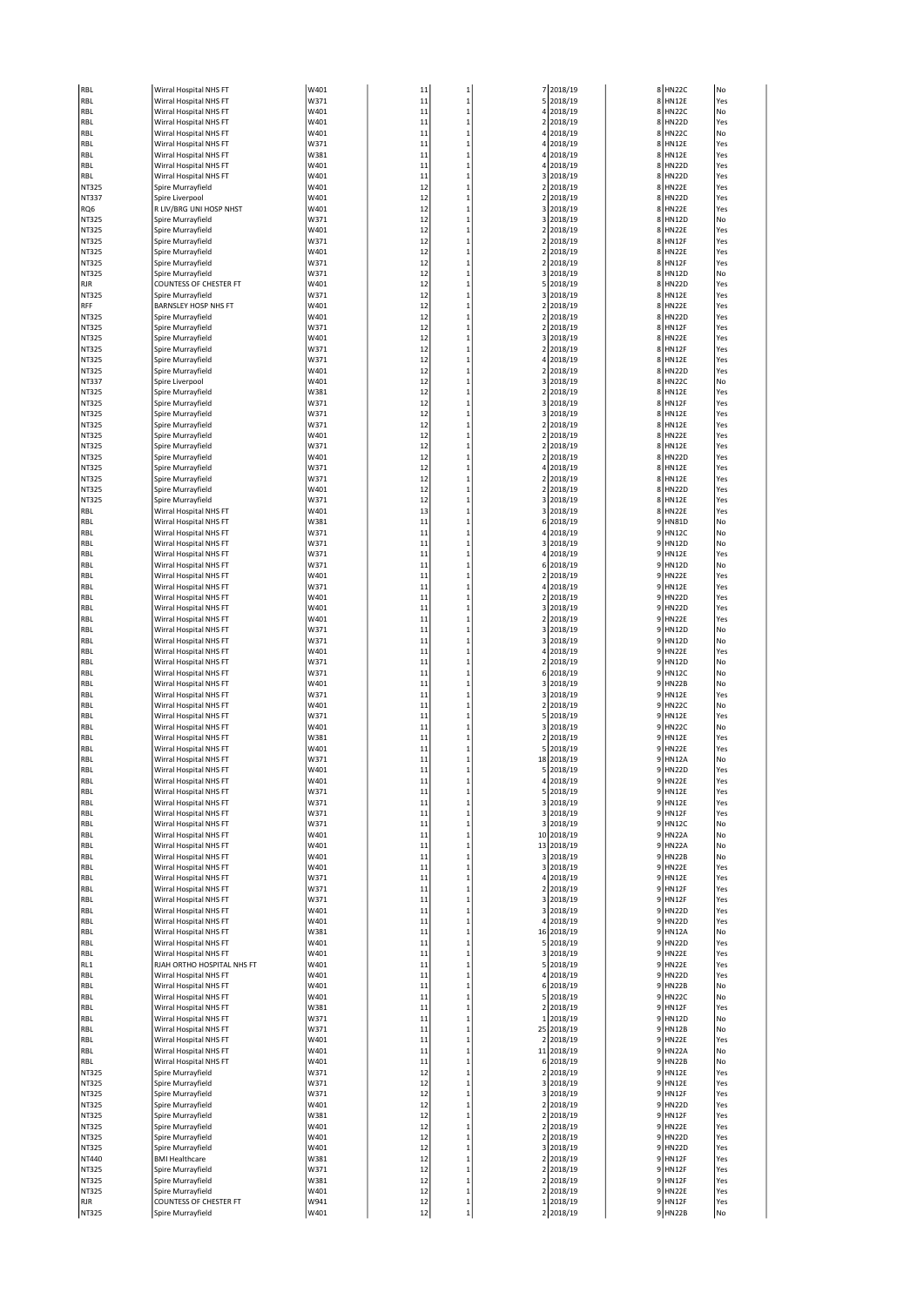| | | | | | | | | | |
|---|---|---|---|---|---|---|---|---|---|
| RBL | Wirral Hospital NHS FT | W401 | 11 | 1 | 7 | 2018/19 | 8 | HN22C | No |
| RBL | Wirral Hospital NHS FT | W371 | 11 | 1 | 5 | 2018/19 | 8 | HN12E | Yes |
| RBL | Wirral Hospital NHS FT | W401 | 11 | 1 | 4 | 2018/19 | 8 | HN22C | No |
| RBL | Wirral Hospital NHS FT | W401 | 11 | 1 | 2 | 2018/19 | 8 | HN22D | Yes |
| RBL | Wirral Hospital NHS FT | W401 | 11 | 1 | 4 | 2018/19 | 8 | HN22C | No |
| RBL | Wirral Hospital NHS FT | W371 | 11 | 1 | 4 | 2018/19 | 8 | HN12E | Yes |
| RBL | Wirral Hospital NHS FT | W381 | 11 | 1 | 4 | 2018/19 | 8 | HN12E | Yes |
| RBL | Wirral Hospital NHS FT | W401 | 11 | 1 | 4 | 2018/19 | 8 | HN22D | Yes |
| RBL | Wirral Hospital NHS FT | W401 | 11 | 1 | 3 | 2018/19 | 8 | HN22D | Yes |
| NT325 | Spire Murrayfield | W401 | 12 | 1 | 2 | 2018/19 | 8 | HN22E | Yes |
| NT337 | Spire Liverpool | W401 | 12 | 1 | 2 | 2018/19 | 8 | HN22D | Yes |
| RQ6 | R LIV/BRG UNI HOSP NHST | W401 | 12 | 1 | 3 | 2018/19 | 8 | HN22E | Yes |
| NT325 | Spire Murrayfield | W371 | 12 | 1 | 3 | 2018/19 | 8 | HN12D | No |
| NT325 | Spire Murrayfield | W401 | 12 | 1 | 2 | 2018/19 | 8 | HN22E | Yes |
| NT325 | Spire Murrayfield | W371 | 12 | 1 | 2 | 2018/19 | 8 | HN12F | Yes |
| NT325 | Spire Murrayfield | W401 | 12 | 1 | 2 | 2018/19 | 8 | HN22E | Yes |
| NT325 | Spire Murrayfield | W371 | 12 | 1 | 2 | 2018/19 | 8 | HN12F | Yes |
| NT325 | Spire Murrayfield | W371 | 12 | 1 | 3 | 2018/19 | 8 | HN12D | No |
| RJR | COUNTESS OF CHESTER FT | W401 | 12 | 1 | 5 | 2018/19 | 8 | HN22D | Yes |
| NT325 | Spire Murrayfield | W371 | 12 | 1 | 3 | 2018/19 | 8 | HN12E | Yes |
| RFF | BARNSLEY HOSP NHS FT | W401 | 12 | 1 | 2 | 2018/19 | 8 | HN22E | Yes |
| NT325 | Spire Murrayfield | W401 | 12 | 1 | 2 | 2018/19 | 8 | HN22D | Yes |
| NT325 | Spire Murrayfield | W371 | 12 | 1 | 2 | 2018/19 | 8 | HN12F | Yes |
| NT325 | Spire Murrayfield | W401 | 12 | 1 | 3 | 2018/19 | 8 | HN22E | Yes |
| NT325 | Spire Murrayfield | W371 | 12 | 1 | 2 | 2018/19 | 8 | HN12F | Yes |
| NT325 | Spire Murrayfield | W371 | 12 | 1 | 4 | 2018/19 | 8 | HN12E | Yes |
| NT325 | Spire Murrayfield | W401 | 12 | 1 | 2 | 2018/19 | 8 | HN22D | Yes |
| NT337 | Spire Liverpool | W401 | 12 | 1 | 3 | 2018/19 | 8 | HN22C | No |
| NT325 | Spire Murrayfield | W381 | 12 | 1 | 2 | 2018/19 | 8 | HN12E | Yes |
| NT325 | Spire Murrayfield | W371 | 12 | 1 | 3 | 2018/19 | 8 | HN12F | Yes |
| NT325 | Spire Murrayfield | W371 | 12 | 1 | 3 | 2018/19 | 8 | HN12E | Yes |
| NT325 | Spire Murrayfield | W371 | 12 | 1 | 2 | 2018/19 | 8 | HN12E | Yes |
| NT325 | Spire Murrayfield | W401 | 12 | 1 | 2 | 2018/19 | 8 | HN22E | Yes |
| NT325 | Spire Murrayfield | W371 | 12 | 1 | 2 | 2018/19 | 8 | HN12E | Yes |
| NT325 | Spire Murrayfield | W401 | 12 | 1 | 2 | 2018/19 | 8 | HN22D | Yes |
| NT325 | Spire Murrayfield | W371 | 12 | 1 | 4 | 2018/19 | 8 | HN12E | Yes |
| NT325 | Spire Murrayfield | W371 | 12 | 1 | 2 | 2018/19 | 8 | HN12E | Yes |
| NT325 | Spire Murrayfield | W401 | 12 | 1 | 2 | 2018/19 | 8 | HN22D | Yes |
| NT325 | Spire Murrayfield | W371 | 12 | 1 | 3 | 2018/19 | 8 | HN12E | Yes |
| RBL | Wirral Hospital NHS FT | W401 | 13 | 1 | 3 | 2018/19 | 8 | HN22E | Yes |
| RBL | Wirral Hospital NHS FT | W381 | 11 | 1 | 6 | 2018/19 | 9 | HN81D | No |
| RBL | Wirral Hospital NHS FT | W371 | 11 | 1 | 4 | 2018/19 | 9 | HN12C | No |
| RBL | Wirral Hospital NHS FT | W371 | 11 | 1 | 3 | 2018/19 | 9 | HN12D | No |
| RBL | Wirral Hospital NHS FT | W371 | 11 | 1 | 4 | 2018/19 | 9 | HN12E | Yes |
| RBL | Wirral Hospital NHS FT | W371 | 11 | 1 | 6 | 2018/19 | 9 | HN12D | No |
| RBL | Wirral Hospital NHS FT | W401 | 11 | 1 | 2 | 2018/19 | 9 | HN22E | Yes |
| RBL | Wirral Hospital NHS FT | W371 | 11 | 1 | 4 | 2018/19 | 9 | HN12E | Yes |
| RBL | Wirral Hospital NHS FT | W401 | 11 | 1 | 2 | 2018/19 | 9 | HN22D | Yes |
| RBL | Wirral Hospital NHS FT | W401 | 11 | 1 | 3 | 2018/19 | 9 | HN22D | Yes |
| RBL | Wirral Hospital NHS FT | W401 | 11 | 1 | 2 | 2018/19 | 9 | HN22E | Yes |
| RBL | Wirral Hospital NHS FT | W371 | 11 | 1 | 3 | 2018/19 | 9 | HN12D | No |
| RBL | Wirral Hospital NHS FT | W371 | 11 | 1 | 3 | 2018/19 | 9 | HN12D | No |
| RBL | Wirral Hospital NHS FT | W401 | 11 | 1 | 4 | 2018/19 | 9 | HN22E | Yes |
| RBL | Wirral Hospital NHS FT | W371 | 11 | 1 | 2 | 2018/19 | 9 | HN12D | No |
| RBL | Wirral Hospital NHS FT | W371 | 11 | 1 | 6 | 2018/19 | 9 | HN12C | No |
| RBL | Wirral Hospital NHS FT | W401 | 11 | 1 | 3 | 2018/19 | 9 | HN22B | No |
| RBL | Wirral Hospital NHS FT | W371 | 11 | 1 | 3 | 2018/19 | 9 | HN12E | Yes |
| RBL | Wirral Hospital NHS FT | W401 | 11 | 1 | 2 | 2018/19 | 9 | HN22C | No |
| RBL | Wirral Hospital NHS FT | W371 | 11 | 1 | 5 | 2018/19 | 9 | HN12E | Yes |
| RBL | Wirral Hospital NHS FT | W401 | 11 | 1 | 3 | 2018/19 | 9 | HN22C | No |
| RBL | Wirral Hospital NHS FT | W381 | 11 | 1 | 2 | 2018/19 | 9 | HN12E | Yes |
| RBL | Wirral Hospital NHS FT | W401 | 11 | 1 | 5 | 2018/19 | 9 | HN22E | Yes |
| RBL | Wirral Hospital NHS FT | W371 | 11 | 1 | 18 | 2018/19 | 9 | HN12A | No |
| RBL | Wirral Hospital NHS FT | W401 | 11 | 1 | 5 | 2018/19 | 9 | HN22D | Yes |
| RBL | Wirral Hospital NHS FT | W401 | 11 | 1 | 4 | 2018/19 | 9 | HN22E | Yes |
| RBL | Wirral Hospital NHS FT | W371 | 11 | 1 | 5 | 2018/19 | 9 | HN12E | Yes |
| RBL | Wirral Hospital NHS FT | W371 | 11 | 1 | 3 | 2018/19 | 9 | HN12E | Yes |
| RBL | Wirral Hospital NHS FT | W371 | 11 | 1 | 3 | 2018/19 | 9 | HN12F | Yes |
| RBL | Wirral Hospital NHS FT | W371 | 11 | 1 | 3 | 2018/19 | 9 | HN12C | No |
| RBL | Wirral Hospital NHS FT | W401 | 11 | 1 | 10 | 2018/19 | 9 | HN22A | No |
| RBL | Wirral Hospital NHS FT | W401 | 11 | 1 | 13 | 2018/19 | 9 | HN22A | No |
| RBL | Wirral Hospital NHS FT | W401 | 11 | 1 | 3 | 2018/19 | 9 | HN22B | No |
| RBL | Wirral Hospital NHS FT | W401 | 11 | 1 | 3 | 2018/19 | 9 | HN22E | Yes |
| RBL | Wirral Hospital NHS FT | W371 | 11 | 1 | 4 | 2018/19 | 9 | HN12E | Yes |
| RBL | Wirral Hospital NHS FT | W371 | 11 | 1 | 2 | 2018/19 | 9 | HN12F | Yes |
| RBL | Wirral Hospital NHS FT | W371 | 11 | 1 | 3 | 2018/19 | 9 | HN12F | Yes |
| RBL | Wirral Hospital NHS FT | W401 | 11 | 1 | 3 | 2018/19 | 9 | HN22D | Yes |
| RBL | Wirral Hospital NHS FT | W401 | 11 | 1 | 4 | 2018/19 | 9 | HN22D | Yes |
| RBL | Wirral Hospital NHS FT | W381 | 11 | 1 | 16 | 2018/19 | 9 | HN12A | No |
| RBL | Wirral Hospital NHS FT | W401 | 11 | 1 | 5 | 2018/19 | 9 | HN22D | Yes |
| RBL | Wirral Hospital NHS FT | W401 | 11 | 1 | 3 | 2018/19 | 9 | HN22E | Yes |
| RL1 | RJAH ORTHO HOSPITAL NHS FT | W401 | 11 | 1 | 5 | 2018/19 | 9 | HN22E | Yes |
| RBL | Wirral Hospital NHS FT | W401 | 11 | 1 | 4 | 2018/19 | 9 | HN22D | Yes |
| RBL | Wirral Hospital NHS FT | W401 | 11 | 1 | 6 | 2018/19 | 9 | HN22B | No |
| RBL | Wirral Hospital NHS FT | W401 | 11 | 1 | 5 | 2018/19 | 9 | HN22C | No |
| RBL | Wirral Hospital NHS FT | W381 | 11 | 1 | 2 | 2018/19 | 9 | HN12F | Yes |
| RBL | Wirral Hospital NHS FT | W371 | 11 | 1 | 1 | 2018/19 | 9 | HN12D | No |
| RBL | Wirral Hospital NHS FT | W371 | 11 | 1 | 25 | 2018/19 | 9 | HN12B | No |
| RBL | Wirral Hospital NHS FT | W401 | 11 | 1 | 2 | 2018/19 | 9 | HN22E | Yes |
| RBL | Wirral Hospital NHS FT | W401 | 11 | 1 | 11 | 2018/19 | 9 | HN22A | No |
| RBL | Wirral Hospital NHS FT | W401 | 11 | 1 | 6 | 2018/19 | 9 | HN22B | No |
| NT325 | Spire Murrayfield | W371 | 12 | 1 | 2 | 2018/19 | 9 | HN12E | Yes |
| NT325 | Spire Murrayfield | W371 | 12 | 1 | 3 | 2018/19 | 9 | HN12E | Yes |
| NT325 | Spire Murrayfield | W371 | 12 | 1 | 3 | 2018/19 | 9 | HN12F | Yes |
| NT325 | Spire Murrayfield | W401 | 12 | 1 | 2 | 2018/19 | 9 | HN22D | Yes |
| NT325 | Spire Murrayfield | W381 | 12 | 1 | 2 | 2018/19 | 9 | HN12F | Yes |
| NT325 | Spire Murrayfield | W401 | 12 | 1 | 2 | 2018/19 | 9 | HN22E | Yes |
| NT325 | Spire Murrayfield | W401 | 12 | 1 | 2 | 2018/19 | 9 | HN22D | Yes |
| NT325 | Spire Murrayfield | W401 | 12 | 1 | 3 | 2018/19 | 9 | HN22D | Yes |
| NT440 | BMI Healthcare | W381 | 12 | 1 | 2 | 2018/19 | 9 | HN12F | Yes |
| NT325 | Spire Murrayfield | W371 | 12 | 1 | 2 | 2018/19 | 9 | HN12F | Yes |
| NT325 | Spire Murrayfield | W381 | 12 | 1 | 2 | 2018/19 | 9 | HN12F | Yes |
| NT325 | Spire Murrayfield | W401 | 12 | 1 | 2 | 2018/19 | 9 | HN22E | Yes |
| RJR | COUNTESS OF CHESTER FT | W941 | 12 | 1 | 1 | 2018/19 | 9 | HN12F | Yes |
| NT325 | Spire Murrayfield | W401 | 12 | 1 | 2 | 2018/19 | 9 | HN22B | No |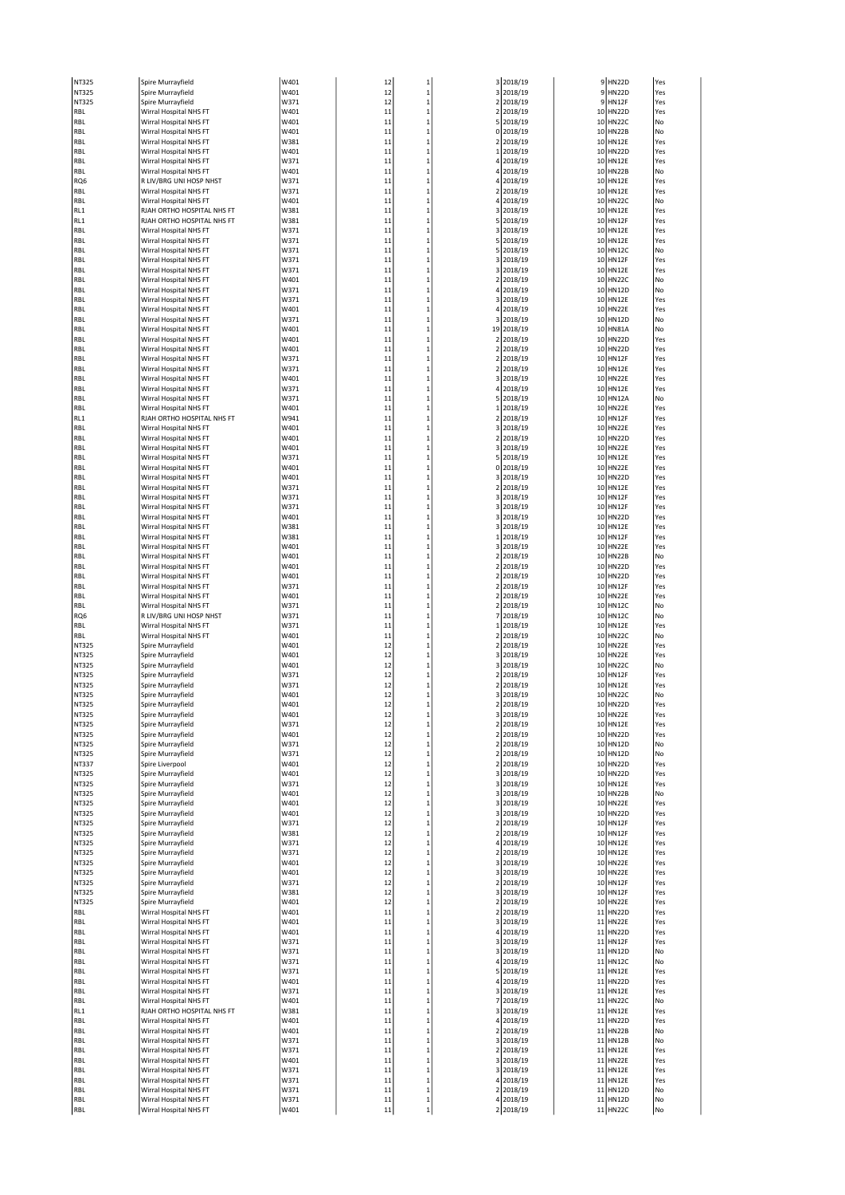| | | | | | | | | | |
|---|---|---|---|---|---|---|---|---|---|
| NT325 | Spire Murrayfield | W401 | 12 | 1 | 3 | 2018/19 | 9 | HN22D | Yes |
| NT325 | Spire Murrayfield | W401 | 12 | 1 | 3 | 2018/19 | 9 | HN22D | Yes |
| NT325 | Spire Murrayfield | W371 | 12 | 1 | 2 | 2018/19 | 9 | HN12F | Yes |
| RBL | Wirral Hospital NHS FT | W401 | 11 | 1 | 2 | 2018/19 | 10 | HN22D | Yes |
| RBL | Wirral Hospital NHS FT | W401 | 11 | 1 | 5 | 2018/19 | 10 | HN22C | No |
| RBL | Wirral Hospital NHS FT | W401 | 11 | 1 | 0 | 2018/19 | 10 | HN22B | No |
| RBL | Wirral Hospital NHS FT | W381 | 11 | 1 | 2 | 2018/19 | 10 | HN12E | Yes |
| RBL | Wirral Hospital NHS FT | W401 | 11 | 1 | 1 | 2018/19 | 10 | HN22D | Yes |
| RBL | Wirral Hospital NHS FT | W371 | 11 | 1 | 4 | 2018/19 | 10 | HN12E | Yes |
| RBL | Wirral Hospital NHS FT | W401 | 11 | 1 | 4 | 2018/19 | 10 | HN22B | No |
| RQ6 | R LIV/BRG UNI HOSP NHST | W371 | 11 | 1 | 4 | 2018/19 | 10 | HN12E | Yes |
| RBL | Wirral Hospital NHS FT | W371 | 11 | 1 | 2 | 2018/19 | 10 | HN12E | Yes |
| RBL | Wirral Hospital NHS FT | W401 | 11 | 1 | 4 | 2018/19 | 10 | HN22C | No |
| RL1 | RJAH ORTHO HOSPITAL NHS FT | W381 | 11 | 1 | 3 | 2018/19 | 10 | HN12E | Yes |
| RL1 | RJAH ORTHO HOSPITAL NHS FT | W381 | 11 | 1 | 5 | 2018/19 | 10 | HN12F | Yes |
| RBL | Wirral Hospital NHS FT | W371 | 11 | 1 | 3 | 2018/19 | 10 | HN12E | Yes |
| RBL | Wirral Hospital NHS FT | W371 | 11 | 1 | 5 | 2018/19 | 10 | HN12E | Yes |
| RBL | Wirral Hospital NHS FT | W371 | 11 | 1 | 5 | 2018/19 | 10 | HN12C | No |
| RBL | Wirral Hospital NHS FT | W371 | 11 | 1 | 3 | 2018/19 | 10 | HN12F | Yes |
| RBL | Wirral Hospital NHS FT | W371 | 11 | 1 | 3 | 2018/19 | 10 | HN12E | Yes |
| RBL | Wirral Hospital NHS FT | W401 | 11 | 1 | 2 | 2018/19 | 10 | HN22C | No |
| RBL | Wirral Hospital NHS FT | W371 | 11 | 1 | 4 | 2018/19 | 10 | HN12D | No |
| RBL | Wirral Hospital NHS FT | W371 | 11 | 1 | 3 | 2018/19 | 10 | HN12E | Yes |
| RBL | Wirral Hospital NHS FT | W401 | 11 | 1 | 4 | 2018/19 | 10 | HN22E | Yes |
| RBL | Wirral Hospital NHS FT | W371 | 11 | 1 | 3 | 2018/19 | 10 | HN12D | No |
| RBL | Wirral Hospital NHS FT | W401 | 11 | 1 | 19 | 2018/19 | 10 | HN81A | No |
| RBL | Wirral Hospital NHS FT | W401 | 11 | 1 | 2 | 2018/19 | 10 | HN22D | Yes |
| RBL | Wirral Hospital NHS FT | W401 | 11 | 1 | 2 | 2018/19 | 10 | HN22D | Yes |
| RBL | Wirral Hospital NHS FT | W371 | 11 | 1 | 2 | 2018/19 | 10 | HN12F | Yes |
| RBL | Wirral Hospital NHS FT | W371 | 11 | 1 | 2 | 2018/19 | 10 | HN12E | Yes |
| RBL | Wirral Hospital NHS FT | W401 | 11 | 1 | 3 | 2018/19 | 10 | HN22E | Yes |
| RBL | Wirral Hospital NHS FT | W371 | 11 | 1 | 4 | 2018/19 | 10 | HN12E | Yes |
| RBL | Wirral Hospital NHS FT | W371 | 11 | 1 | 5 | 2018/19 | 10 | HN12A | No |
| RBL | Wirral Hospital NHS FT | W401 | 11 | 1 | 1 | 2018/19 | 10 | HN22E | Yes |
| RL1 | RJAH ORTHO HOSPITAL NHS FT | W941 | 11 | 1 | 2 | 2018/19 | 10 | HN12F | Yes |
| RBL | Wirral Hospital NHS FT | W401 | 11 | 1 | 3 | 2018/19 | 10 | HN22E | Yes |
| RBL | Wirral Hospital NHS FT | W401 | 11 | 1 | 2 | 2018/19 | 10 | HN22D | Yes |
| RBL | Wirral Hospital NHS FT | W401 | 11 | 1 | 3 | 2018/19 | 10 | HN22E | Yes |
| RBL | Wirral Hospital NHS FT | W371 | 11 | 1 | 5 | 2018/19 | 10 | HN12E | Yes |
| RBL | Wirral Hospital NHS FT | W401 | 11 | 1 | 0 | 2018/19 | 10 | HN22E | Yes |
| RBL | Wirral Hospital NHS FT | W401 | 11 | 1 | 3 | 2018/19 | 10 | HN22D | Yes |
| RBL | Wirral Hospital NHS FT | W371 | 11 | 1 | 2 | 2018/19 | 10 | HN12E | Yes |
| RBL | Wirral Hospital NHS FT | W371 | 11 | 1 | 3 | 2018/19 | 10 | HN12F | Yes |
| RBL | Wirral Hospital NHS FT | W371 | 11 | 1 | 3 | 2018/19 | 10 | HN12F | Yes |
| RBL | Wirral Hospital NHS FT | W401 | 11 | 1 | 3 | 2018/19 | 10 | HN22D | Yes |
| RBL | Wirral Hospital NHS FT | W381 | 11 | 1 | 3 | 2018/19 | 10 | HN12E | Yes |
| RBL | Wirral Hospital NHS FT | W381 | 11 | 1 | 1 | 2018/19 | 10 | HN12F | Yes |
| RBL | Wirral Hospital NHS FT | W401 | 11 | 1 | 3 | 2018/19 | 10 | HN22E | Yes |
| RBL | Wirral Hospital NHS FT | W401 | 11 | 1 | 2 | 2018/19 | 10 | HN22B | No |
| RBL | Wirral Hospital NHS FT | W401 | 11 | 1 | 2 | 2018/19 | 10 | HN22D | Yes |
| RBL | Wirral Hospital NHS FT | W401 | 11 | 1 | 2 | 2018/19 | 10 | HN22D | Yes |
| RBL | Wirral Hospital NHS FT | W371 | 11 | 1 | 2 | 2018/19 | 10 | HN12F | Yes |
| RBL | Wirral Hospital NHS FT | W401 | 11 | 1 | 2 | 2018/19 | 10 | HN22E | Yes |
| RBL | Wirral Hospital NHS FT | W371 | 11 | 1 | 2 | 2018/19 | 10 | HN12C | No |
| RQ6 | R LIV/BRG UNI HOSP NHST | W371 | 11 | 1 | 7 | 2018/19 | 10 | HN12C | No |
| RBL | Wirral Hospital NHS FT | W371 | 11 | 1 | 1 | 2018/19 | 10 | HN12E | Yes |
| RBL | Wirral Hospital NHS FT | W401 | 11 | 1 | 2 | 2018/19 | 10 | HN22C | No |
| NT325 | Spire Murrayfield | W401 | 12 | 1 | 2 | 2018/19 | 10 | HN22E | Yes |
| NT325 | Spire Murrayfield | W401 | 12 | 1 | 3 | 2018/19 | 10 | HN22E | Yes |
| NT325 | Spire Murrayfield | W401 | 12 | 1 | 3 | 2018/19 | 10 | HN22C | No |
| NT325 | Spire Murrayfield | W371 | 12 | 1 | 2 | 2018/19 | 10 | HN12F | Yes |
| NT325 | Spire Murrayfield | W371 | 12 | 1 | 2 | 2018/19 | 10 | HN12E | Yes |
| NT325 | Spire Murrayfield | W401 | 12 | 1 | 3 | 2018/19 | 10 | HN22C | No |
| NT325 | Spire Murrayfield | W401 | 12 | 1 | 2 | 2018/19 | 10 | HN22D | Yes |
| NT325 | Spire Murrayfield | W401 | 12 | 1 | 3 | 2018/19 | 10 | HN22E | Yes |
| NT325 | Spire Murrayfield | W371 | 12 | 1 | 2 | 2018/19 | 10 | HN12E | Yes |
| NT325 | Spire Murrayfield | W401 | 12 | 1 | 2 | 2018/19 | 10 | HN22D | Yes |
| NT325 | Spire Murrayfield | W371 | 12 | 1 | 2 | 2018/19 | 10 | HN12D | No |
| NT325 | Spire Murrayfield | W371 | 12 | 1 | 2 | 2018/19 | 10 | HN12D | No |
| NT337 | Spire Liverpool | W401 | 12 | 1 | 2 | 2018/19 | 10 | HN22D | Yes |
| NT325 | Spire Murrayfield | W401 | 12 | 1 | 3 | 2018/19 | 10 | HN22D | Yes |
| NT325 | Spire Murrayfield | W371 | 12 | 1 | 3 | 2018/19 | 10 | HN12E | Yes |
| NT325 | Spire Murrayfield | W401 | 12 | 1 | 3 | 2018/19 | 10 | HN22B | No |
| NT325 | Spire Murrayfield | W401 | 12 | 1 | 3 | 2018/19 | 10 | HN22E | Yes |
| NT325 | Spire Murrayfield | W401 | 12 | 1 | 3 | 2018/19 | 10 | HN22D | Yes |
| NT325 | Spire Murrayfield | W371 | 12 | 1 | 2 | 2018/19 | 10 | HN12F | Yes |
| NT325 | Spire Murrayfield | W381 | 12 | 1 | 2 | 2018/19 | 10 | HN12F | Yes |
| NT325 | Spire Murrayfield | W371 | 12 | 1 | 4 | 2018/19 | 10 | HN12E | Yes |
| NT325 | Spire Murrayfield | W371 | 12 | 1 | 2 | 2018/19 | 10 | HN12E | Yes |
| NT325 | Spire Murrayfield | W401 | 12 | 1 | 3 | 2018/19 | 10 | HN22E | Yes |
| NT325 | Spire Murrayfield | W401 | 12 | 1 | 3 | 2018/19 | 10 | HN22E | Yes |
| NT325 | Spire Murrayfield | W371 | 12 | 1 | 2 | 2018/19 | 10 | HN12F | Yes |
| NT325 | Spire Murrayfield | W381 | 12 | 1 | 3 | 2018/19 | 10 | HN12F | Yes |
| NT325 | Spire Murrayfield | W401 | 12 | 1 | 2 | 2018/19 | 10 | HN22E | Yes |
| RBL | Wirral Hospital NHS FT | W401 | 11 | 1 | 2 | 2018/19 | 11 | HN22D | Yes |
| RBL | Wirral Hospital NHS FT | W401 | 11 | 1 | 3 | 2018/19 | 11 | HN22E | Yes |
| RBL | Wirral Hospital NHS FT | W401 | 11 | 1 | 4 | 2018/19 | 11 | HN22D | Yes |
| RBL | Wirral Hospital NHS FT | W371 | 11 | 1 | 3 | 2018/19 | 11 | HN12F | Yes |
| RBL | Wirral Hospital NHS FT | W371 | 11 | 1 | 3 | 2018/19 | 11 | HN12D | No |
| RBL | Wirral Hospital NHS FT | W371 | 11 | 1 | 4 | 2018/19 | 11 | HN12C | No |
| RBL | Wirral Hospital NHS FT | W371 | 11 | 1 | 5 | 2018/19 | 11 | HN12E | Yes |
| RBL | Wirral Hospital NHS FT | W401 | 11 | 1 | 4 | 2018/19 | 11 | HN22D | Yes |
| RBL | Wirral Hospital NHS FT | W371 | 11 | 1 | 3 | 2018/19 | 11 | HN12E | Yes |
| RBL | Wirral Hospital NHS FT | W401 | 11 | 1 | 7 | 2018/19 | 11 | HN22C | No |
| RL1 | RJAH ORTHO HOSPITAL NHS FT | W381 | 11 | 1 | 3 | 2018/19 | 11 | HN12E | Yes |
| RBL | Wirral Hospital NHS FT | W401 | 11 | 1 | 4 | 2018/19 | 11 | HN22D | Yes |
| RBL | Wirral Hospital NHS FT | W401 | 11 | 1 | 2 | 2018/19 | 11 | HN22B | No |
| RBL | Wirral Hospital NHS FT | W371 | 11 | 1 | 3 | 2018/19 | 11 | HN12B | No |
| RBL | Wirral Hospital NHS FT | W371 | 11 | 1 | 2 | 2018/19 | 11 | HN12E | Yes |
| RBL | Wirral Hospital NHS FT | W401 | 11 | 1 | 3 | 2018/19 | 11 | HN22E | Yes |
| RBL | Wirral Hospital NHS FT | W371 | 11 | 1 | 3 | 2018/19 | 11 | HN12E | Yes |
| RBL | Wirral Hospital NHS FT | W371 | 11 | 1 | 4 | 2018/19 | 11 | HN12E | Yes |
| RBL | Wirral Hospital NHS FT | W371 | 11 | 1 | 2 | 2018/19 | 11 | HN12D | No |
| RBL | Wirral Hospital NHS FT | W371 | 11 | 1 | 4 | 2018/19 | 11 | HN12D | No |
| RBL | Wirral Hospital NHS FT | W401 | 11 | 1 | 2 | 2018/19 | 11 | HN22C | No |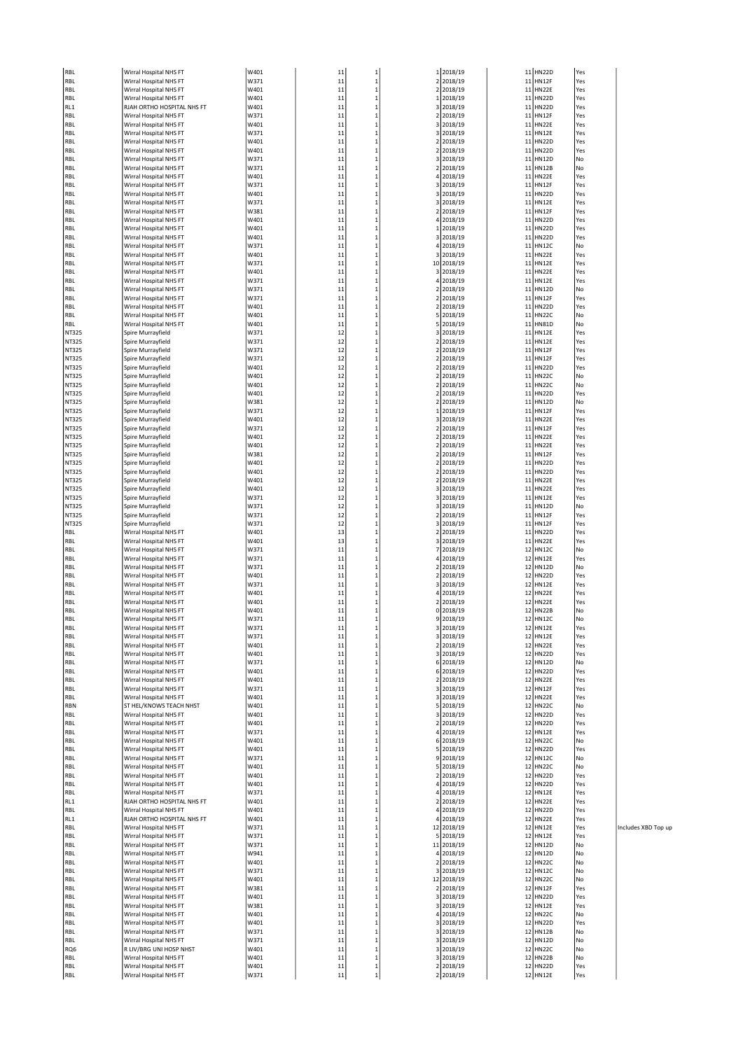| | | | | | | | | | |
|---|---|---|---|---|---|---|---|---|---|
| RBL | Wirral Hospital NHS FT | W401 | 11 | 1 | 1 | 2018/19 | 11 | HN22D | Yes | |
| RBL | Wirral Hospital NHS FT | W371 | 11 | 1 | 2 | 2018/19 | 11 | HN12F | Yes | |
| RBL | Wirral Hospital NHS FT | W401 | 11 | 1 | 2 | 2018/19 | 11 | HN22E | Yes | |
| RBL | Wirral Hospital NHS FT | W401 | 11 | 1 | 1 | 2018/19 | 11 | HN22D | Yes | |
| RL1 | RJAH ORTHO HOSPITAL NHS FT | W401 | 11 | 1 | 3 | 2018/19 | 11 | HN22D | Yes | |
| RBL | Wirral Hospital NHS FT | W371 | 11 | 1 | 2 | 2018/19 | 11 | HN12F | Yes | |
| RBL | Wirral Hospital NHS FT | W401 | 11 | 1 | 3 | 2018/19 | 11 | HN22E | Yes | |
| RBL | Wirral Hospital NHS FT | W371 | 11 | 1 | 3 | 2018/19 | 11 | HN12E | Yes | |
| RBL | Wirral Hospital NHS FT | W401 | 11 | 1 | 2 | 2018/19 | 11 | HN22D | Yes | |
| RBL | Wirral Hospital NHS FT | W401 | 11 | 1 | 2 | 2018/19 | 11 | HN22D | Yes | |
| RBL | Wirral Hospital NHS FT | W371 | 11 | 1 | 3 | 2018/19 | 11 | HN12D | No | |
| RBL | Wirral Hospital NHS FT | W371 | 11 | 1 | 2 | 2018/19 | 11 | HN12B | No | |
| RBL | Wirral Hospital NHS FT | W401 | 11 | 1 | 4 | 2018/19 | 11 | HN22E | Yes | |
| RBL | Wirral Hospital NHS FT | W371 | 11 | 1 | 3 | 2018/19 | 11 | HN12F | Yes | |
| RBL | Wirral Hospital NHS FT | W401 | 11 | 1 | 3 | 2018/19 | 11 | HN22D | Yes | |
| RBL | Wirral Hospital NHS FT | W371 | 11 | 1 | 3 | 2018/19 | 11 | HN12E | Yes | |
| RBL | Wirral Hospital NHS FT | W381 | 11 | 1 | 2 | 2018/19 | 11 | HN12F | Yes | |
| RBL | Wirral Hospital NHS FT | W401 | 11 | 1 | 4 | 2018/19 | 11 | HN22D | Yes | |
| RBL | Wirral Hospital NHS FT | W401 | 11 | 1 | 1 | 2018/19 | 11 | HN22D | Yes | |
| RBL | Wirral Hospital NHS FT | W401 | 11 | 1 | 3 | 2018/19 | 11 | HN22D | Yes | |
| RBL | Wirral Hospital NHS FT | W371 | 11 | 1 | 4 | 2018/19 | 11 | HN12C | No | |
| RBL | Wirral Hospital NHS FT | W401 | 11 | 1 | 3 | 2018/19 | 11 | HN22E | Yes | |
| RBL | Wirral Hospital NHS FT | W371 | 11 | 1 | 10 | 2018/19 | 11 | HN12E | Yes | |
| RBL | Wirral Hospital NHS FT | W401 | 11 | 1 | 3 | 2018/19 | 11 | HN22E | Yes | |
| RBL | Wirral Hospital NHS FT | W371 | 11 | 1 | 4 | 2018/19 | 11 | HN12E | Yes | |
| RBL | Wirral Hospital NHS FT | W371 | 11 | 1 | 2 | 2018/19 | 11 | HN12D | No | |
| RBL | Wirral Hospital NHS FT | W371 | 11 | 1 | 2 | 2018/19 | 11 | HN12F | Yes | |
| RBL | Wirral Hospital NHS FT | W401 | 11 | 1 | 2 | 2018/19 | 11 | HN22D | Yes | |
| RBL | Wirral Hospital NHS FT | W401 | 11 | 1 | 5 | 2018/19 | 11 | HN22C | No | |
| RBL | Wirral Hospital NHS FT | W401 | 11 | 1 | 5 | 2018/19 | 11 | HN81D | No | |
| NT325 | Spire Murrayfield | W371 | 12 | 1 | 3 | 2018/19 | 11 | HN12E | Yes | |
| NT325 | Spire Murrayfield | W371 | 12 | 1 | 2 | 2018/19 | 11 | HN12E | Yes | |
| NT325 | Spire Murrayfield | W371 | 12 | 1 | 2 | 2018/19 | 11 | HN12F | Yes | |
| NT325 | Spire Murrayfield | W371 | 12 | 1 | 2 | 2018/19 | 11 | HN12F | Yes | |
| NT325 | Spire Murrayfield | W401 | 12 | 1 | 2 | 2018/19 | 11 | HN22D | Yes | |
| NT325 | Spire Murrayfield | W401 | 12 | 1 | 2 | 2018/19 | 11 | HN22C | No | |
| NT325 | Spire Murrayfield | W401 | 12 | 1 | 2 | 2018/19 | 11 | HN22C | No | |
| NT325 | Spire Murrayfield | W401 | 12 | 1 | 2 | 2018/19 | 11 | HN22D | Yes | |
| NT325 | Spire Murrayfield | W381 | 12 | 1 | 2 | 2018/19 | 11 | HN12D | No | |
| NT325 | Spire Murrayfield | W371 | 12 | 1 | 1 | 2018/19 | 11 | HN12F | Yes | |
| NT325 | Spire Murrayfield | W401 | 12 | 1 | 3 | 2018/19 | 11 | HN22E | Yes | |
| NT325 | Spire Murrayfield | W371 | 12 | 1 | 2 | 2018/19 | 11 | HN12F | Yes | |
| NT325 | Spire Murrayfield | W401 | 12 | 1 | 2 | 2018/19 | 11 | HN22E | Yes | |
| NT325 | Spire Murrayfield | W401 | 12 | 1 | 2 | 2018/19 | 11 | HN22E | Yes | |
| NT325 | Spire Murrayfield | W381 | 12 | 1 | 2 | 2018/19 | 11 | HN12F | Yes | |
| NT325 | Spire Murrayfield | W401 | 12 | 1 | 2 | 2018/19 | 11 | HN22D | Yes | |
| NT325 | Spire Murrayfield | W401 | 12 | 1 | 2 | 2018/19 | 11 | HN22D | Yes | |
| NT325 | Spire Murrayfield | W401 | 12 | 1 | 2 | 2018/19 | 11 | HN22E | Yes | |
| NT325 | Spire Murrayfield | W401 | 12 | 1 | 3 | 2018/19 | 11 | HN22E | Yes | |
| NT325 | Spire Murrayfield | W371 | 12 | 1 | 3 | 2018/19 | 11 | HN12E | Yes | |
| NT325 | Spire Murrayfield | W371 | 12 | 1 | 3 | 2018/19 | 11 | HN12D | No | |
| NT325 | Spire Murrayfield | W371 | 12 | 1 | 2 | 2018/19 | 11 | HN12F | Yes | |
| NT325 | Spire Murrayfield | W371 | 12 | 1 | 3 | 2018/19 | 11 | HN12F | Yes | |
| RBL | Wirral Hospital NHS FT | W401 | 13 | 1 | 2 | 2018/19 | 11 | HN22D | Yes | |
| RBL | Wirral Hospital NHS FT | W401 | 13 | 1 | 3 | 2018/19 | 11 | HN22E | Yes | |
| RBL | Wirral Hospital NHS FT | W371 | 11 | 1 | 7 | 2018/19 | 12 | HN12C | No | |
| RBL | Wirral Hospital NHS FT | W371 | 11 | 1 | 4 | 2018/19 | 12 | HN12E | Yes | |
| RBL | Wirral Hospital NHS FT | W371 | 11 | 1 | 2 | 2018/19 | 12 | HN12D | No | |
| RBL | Wirral Hospital NHS FT | W401 | 11 | 1 | 2 | 2018/19 | 12 | HN22D | Yes | |
| RBL | Wirral Hospital NHS FT | W371 | 11 | 1 | 3 | 2018/19 | 12 | HN12E | Yes | |
| RBL | Wirral Hospital NHS FT | W401 | 11 | 1 | 4 | 2018/19 | 12 | HN22E | Yes | |
| RBL | Wirral Hospital NHS FT | W401 | 11 | 1 | 2 | 2018/19 | 12 | HN22E | Yes | |
| RBL | Wirral Hospital NHS FT | W401 | 11 | 1 | 0 | 2018/19 | 12 | HN22B | No | |
| RBL | Wirral Hospital NHS FT | W371 | 11 | 1 | 9 | 2018/19 | 12 | HN12C | No | |
| RBL | Wirral Hospital NHS FT | W371 | 11 | 1 | 3 | 2018/19 | 12 | HN12E | Yes | |
| RBL | Wirral Hospital NHS FT | W371 | 11 | 1 | 3 | 2018/19 | 12 | HN12E | Yes | |
| RBL | Wirral Hospital NHS FT | W401 | 11 | 1 | 2 | 2018/19 | 12 | HN22E | Yes | |
| RBL | Wirral Hospital NHS FT | W401 | 11 | 1 | 3 | 2018/19 | 12 | HN22D | Yes | |
| RBL | Wirral Hospital NHS FT | W371 | 11 | 1 | 6 | 2018/19 | 12 | HN12D | No | |
| RBL | Wirral Hospital NHS FT | W401 | 11 | 1 | 6 | 2018/19 | 12 | HN22D | Yes | |
| RBL | Wirral Hospital NHS FT | W401 | 11 | 1 | 2 | 2018/19 | 12 | HN22E | Yes | |
| RBL | Wirral Hospital NHS FT | W371 | 11 | 1 | 3 | 2018/19 | 12 | HN12F | Yes | |
| RBL | Wirral Hospital NHS FT | W401 | 11 | 1 | 3 | 2018/19 | 12 | HN22E | Yes | |
| RBN | ST HEL/KNOWS TEACH NHST | W401 | 11 | 1 | 5 | 2018/19 | 12 | HN22C | No | |
| RBL | Wirral Hospital NHS FT | W401 | 11 | 1 | 3 | 2018/19 | 12 | HN22D | Yes | |
| RBL | Wirral Hospital NHS FT | W401 | 11 | 1 | 2 | 2018/19 | 12 | HN22D | Yes | |
| RBL | Wirral Hospital NHS FT | W371 | 11 | 1 | 4 | 2018/19 | 12 | HN12E | Yes | |
| RBL | Wirral Hospital NHS FT | W401 | 11 | 1 | 6 | 2018/19 | 12 | HN22C | No | |
| RBL | Wirral Hospital NHS FT | W401 | 11 | 1 | 5 | 2018/19 | 12 | HN22D | Yes | |
| RBL | Wirral Hospital NHS FT | W371 | 11 | 1 | 9 | 2018/19 | 12 | HN12C | No | |
| RBL | Wirral Hospital NHS FT | W401 | 11 | 1 | 5 | 2018/19 | 12 | HN22C | No | |
| RBL | Wirral Hospital NHS FT | W401 | 11 | 1 | 2 | 2018/19 | 12 | HN22D | Yes | |
| RBL | Wirral Hospital NHS FT | W401 | 11 | 1 | 4 | 2018/19 | 12 | HN22D | Yes | |
| RBL | Wirral Hospital NHS FT | W371 | 11 | 1 | 4 | 2018/19 | 12 | HN12E | Yes | |
| RL1 | RJAH ORTHO HOSPITAL NHS FT | W401 | 11 | 1 | 2 | 2018/19 | 12 | HN22E | Yes | |
| RBL | Wirral Hospital NHS FT | W401 | 11 | 1 | 4 | 2018/19 | 12 | HN22D | Yes | |
| RL1 | RJAH ORTHO HOSPITAL NHS FT | W401 | 11 | 1 | 4 | 2018/19 | 12 | HN22E | Yes | |
| RBL | Wirral Hospital NHS FT | W371 | 11 | 1 | 12 | 2018/19 | 12 | HN12E | Yes | Includes XBD Top up |
| RBL | Wirral Hospital NHS FT | W371 | 11 | 1 | 5 | 2018/19 | 12 | HN12E | Yes | |
| RBL | Wirral Hospital NHS FT | W371 | 11 | 1 | 11 | 2018/19 | 12 | HN12D | No | |
| RBL | Wirral Hospital NHS FT | W941 | 11 | 1 | 4 | 2018/19 | 12 | HN12D | No | |
| RBL | Wirral Hospital NHS FT | W401 | 11 | 1 | 2 | 2018/19 | 12 | HN22C | No | |
| RBL | Wirral Hospital NHS FT | W371 | 11 | 1 | 3 | 2018/19 | 12 | HN12C | No | |
| RBL | Wirral Hospital NHS FT | W401 | 11 | 1 | 12 | 2018/19 | 12 | HN22C | No | |
| RBL | Wirral Hospital NHS FT | W381 | 11 | 1 | 2 | 2018/19 | 12 | HN12F | Yes | |
| RBL | Wirral Hospital NHS FT | W401 | 11 | 1 | 3 | 2018/19 | 12 | HN22D | Yes | |
| RBL | Wirral Hospital NHS FT | W381 | 11 | 1 | 3 | 2018/19 | 12 | HN12E | Yes | |
| RBL | Wirral Hospital NHS FT | W401 | 11 | 1 | 4 | 2018/19 | 12 | HN22C | No | |
| RBL | Wirral Hospital NHS FT | W401 | 11 | 1 | 3 | 2018/19 | 12 | HN22D | Yes | |
| RBL | Wirral Hospital NHS FT | W371 | 11 | 1 | 3 | 2018/19 | 12 | HN12B | No | |
| RBL | Wirral Hospital NHS FT | W371 | 11 | 1 | 3 | 2018/19 | 12 | HN12D | No | |
| RQ6 | R LIV/BRG UNI HOSP NHST | W401 | 11 | 1 | 3 | 2018/19 | 12 | HN22C | No | |
| RBL | Wirral Hospital NHS FT | W401 | 11 | 1 | 3 | 2018/19 | 12 | HN22B | No | |
| RBL | Wirral Hospital NHS FT | W401 | 11 | 1 | 2 | 2018/19 | 12 | HN22D | Yes | |
| RBL | Wirral Hospital NHS FT | W371 | 11 | 1 | 2 | 2018/19 | 12 | HN12E | Yes | |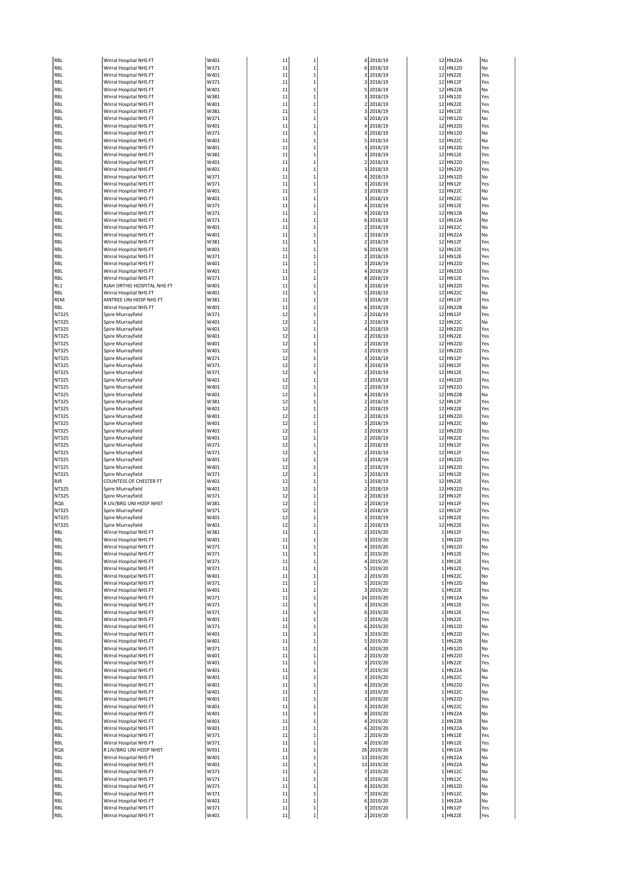| | | | | | | | | | |
|---|---|---|---|---|---|---|---|---|---|
| RBL | Wirral Hospital NHS FT | W401 | 11 | 1 | 4 | 2018/19 | 12 | HN22A | No |
| RBL | Wirral Hospital NHS FT | W371 | 11 | 1 | 6 | 2018/19 | 12 | HN12D | No |
| RBL | Wirral Hospital NHS FT | W401 | 11 | 1 | 3 | 2018/19 | 12 | HN22E | Yes |
| RBL | Wirral Hospital NHS FT | W371 | 11 | 1 | 3 | 2018/19 | 12 | HN12F | Yes |
| RBL | Wirral Hospital NHS FT | W401 | 11 | 1 | 5 | 2018/19 | 12 | HN22B | No |
| RBL | Wirral Hospital NHS FT | W381 | 11 | 1 | 3 | 2018/19 | 12 | HN12E | Yes |
| RBL | Wirral Hospital NHS FT | W401 | 11 | 1 | 2 | 2018/19 | 12 | HN22E | Yes |
| RBL | Wirral Hospital NHS FT | W381 | 11 | 1 | 3 | 2018/19 | 12 | HN12E | Yes |
| RBL | Wirral Hospital NHS FT | W371 | 11 | 1 | 6 | 2018/19 | 12 | HN12D | No |
| RBL | Wirral Hospital NHS FT | W401 | 11 | 1 | 4 | 2018/19 | 12 | HN22D | Yes |
| RBL | Wirral Hospital NHS FT | W371 | 11 | 1 | 3 | 2018/19 | 12 | HN12D | No |
| RBL | Wirral Hospital NHS FT | W401 | 11 | 1 | 5 | 2018/19 | 12 | HN22C | No |
| RBL | Wirral Hospital NHS FT | W401 | 11 | 1 | 3 | 2018/19 | 12 | HN22D | Yes |
| RBL | Wirral Hospital NHS FT | W381 | 11 | 1 | 3 | 2018/19 | 12 | HN12E | Yes |
| RBL | Wirral Hospital NHS FT | W401 | 11 | 1 | 2 | 2018/19 | 12 | HN22D | Yes |
| RBL | Wirral Hospital NHS FT | W401 | 11 | 1 | 3 | 2018/19 | 12 | HN22D | Yes |
| RBL | Wirral Hospital NHS FT | W371 | 11 | 1 | 4 | 2018/19 | 12 | HN12D | No |
| RBL | Wirral Hospital NHS FT | W371 | 11 | 1 | 3 | 2018/19 | 12 | HN12F | Yes |
| RBL | Wirral Hospital NHS FT | W401 | 11 | 1 | 2 | 2018/19 | 12 | HN22C | No |
| RBL | Wirral Hospital NHS FT | W401 | 11 | 1 | 3 | 2018/19 | 12 | HN22C | No |
| RBL | Wirral Hospital NHS FT | W371 | 11 | 1 | 4 | 2018/19 | 12 | HN12E | Yes |
| RBL | Wirral Hospital NHS FT | W371 | 11 | 1 | 9 | 2018/19 | 12 | HN12B | No |
| RBL | Wirral Hospital NHS FT | W371 | 11 | 1 | 6 | 2018/19 | 12 | HN12A | No |
| RBL | Wirral Hospital NHS FT | W401 | 11 | 1 | 2 | 2018/19 | 12 | HN22C | No |
| RBL | Wirral Hospital NHS FT | W401 | 11 | 1 | 2 | 2018/19 | 12 | HN22A | No |
| RBL | Wirral Hospital NHS FT | W381 | 11 | 1 | 2 | 2018/19 | 12 | HN12F | Yes |
| RBL | Wirral Hospital NHS FT | W401 | 11 | 1 | 6 | 2018/19 | 12 | HN22E | Yes |
| RBL | Wirral Hospital NHS FT | W371 | 11 | 1 | 2 | 2018/19 | 12 | HN12E | Yes |
| RBL | Wirral Hospital NHS FT | W401 | 11 | 1 | 3 | 2018/19 | 12 | HN22D | Yes |
| RBL | Wirral Hospital NHS FT | W401 | 11 | 1 | 4 | 2018/19 | 12 | HN22D | Yes |
| RBL | Wirral Hospital NHS FT | W371 | 11 | 1 | 8 | 2018/19 | 12 | HN12E | Yes |
| RL1 | RJAH ORTHO HOSPITAL NHS FT | W401 | 11 | 1 | 3 | 2018/19 | 12 | HN22D | Yes |
| RBL | Wirral Hospital NHS FT | W401 | 11 | 1 | 5 | 2018/19 | 12 | HN22C | No |
| REM | AINTREE UNI HOSP NHS FT | W381 | 11 | 1 | 3 | 2018/19 | 12 | HN12F | Yes |
| RBL | Wirral Hospital NHS FT | W401 | 11 | 1 | 6 | 2018/19 | 12 | HN22B | No |
| NT325 | Spire Murrayfield | W371 | 12 | 1 | 2 | 2018/19 | 12 | HN12F | Yes |
| NT325 | Spire Murrayfield | W401 | 12 | 1 | 2 | 2018/19 | 12 | HN22C | No |
| NT325 | Spire Murrayfield | W401 | 12 | 1 | 4 | 2018/19 | 12 | HN22D | Yes |
| NT325 | Spire Murrayfield | W401 | 12 | 1 | 2 | 2018/19 | 12 | HN22E | Yes |
| NT325 | Spire Murrayfield | W401 | 12 | 1 | 2 | 2018/19 | 12 | HN22D | Yes |
| NT325 | Spire Murrayfield | W401 | 12 | 1 | 2 | 2018/19 | 12 | HN22D | Yes |
| NT325 | Spire Murrayfield | W371 | 12 | 1 | 3 | 2018/19 | 12 | HN12F | Yes |
| NT325 | Spire Murrayfield | W371 | 12 | 1 | 3 | 2018/19 | 12 | HN12F | Yes |
| NT325 | Spire Murrayfield | W371 | 12 | 1 | 2 | 2018/19 | 12 | HN12E | Yes |
| NT325 | Spire Murrayfield | W401 | 12 | 1 | 2 | 2018/19 | 12 | HN22D | Yes |
| NT325 | Spire Murrayfield | W401 | 12 | 1 | 2 | 2018/19 | 12 | HN22D | Yes |
| NT325 | Spire Murrayfield | W401 | 12 | 1 | 4 | 2018/19 | 12 | HN22B | No |
| NT325 | Spire Murrayfield | W381 | 12 | 1 | 2 | 2018/19 | 12 | HN12F | Yes |
| NT325 | Spire Murrayfield | W401 | 12 | 1 | 2 | 2018/19 | 12 | HN22E | Yes |
| NT325 | Spire Murrayfield | W401 | 12 | 1 | 2 | 2018/19 | 12 | HN22D | Yes |
| NT325 | Spire Murrayfield | W401 | 12 | 1 | 3 | 2018/19 | 12 | HN22C | No |
| NT325 | Spire Murrayfield | W401 | 12 | 1 | 2 | 2018/19 | 12 | HN22D | Yes |
| NT325 | Spire Murrayfield | W401 | 12 | 1 | 2 | 2018/19 | 12 | HN22E | Yes |
| NT325 | Spire Murrayfield | W371 | 12 | 1 | 2 | 2018/19 | 12 | HN12F | Yes |
| NT325 | Spire Murrayfield | W371 | 12 | 1 | 2 | 2018/19 | 12 | HN12F | Yes |
| NT325 | Spire Murrayfield | W401 | 12 | 1 | 2 | 2018/19 | 12 | HN22D | Yes |
| NT325 | Spire Murrayfield | W401 | 12 | 1 | 2 | 2018/19 | 12 | HN22D | Yes |
| NT325 | Spire Murrayfield | W371 | 12 | 1 | 2 | 2018/19 | 12 | HN12E | Yes |
| RJR | COUNTESS OF CHESTER FT | W401 | 12 | 1 | 1 | 2018/19 | 12 | HN22E | Yes |
| NT325 | Spire Murrayfield | W401 | 12 | 1 | 2 | 2018/19 | 12 | HN22D | Yes |
| NT325 | Spire Murrayfield | W371 | 12 | 1 | 2 | 2018/19 | 12 | HN12F | Yes |
| RQ6 | R LIV/BRG UNI HOSP NHST | W381 | 12 | 1 | 2 | 2018/19 | 12 | HN12F | Yes |
| NT325 | Spire Murrayfield | W371 | 12 | 1 | 2 | 2018/19 | 12 | HN12F | Yes |
| NT325 | Spire Murrayfield | W401 | 12 | 1 | 3 | 2018/19 | 12 | HN22E | Yes |
| NT325 | Spire Murrayfield | W401 | 12 | 1 | 2 | 2018/19 | 12 | HN22E | Yes |
| RBL | Wirral Hospital NHS FT | W381 | 11 | 1 | 2 | 2019/20 | 1 | HN12F | Yes |
| RBL | Wirral Hospital NHS FT | W401 | 11 | 1 | 3 | 2019/20 | 1 | HN22D | Yes |
| RBL | Wirral Hospital NHS FT | W371 | 11 | 1 | 4 | 2019/20 | 1 | HN12D | No |
| RBL | Wirral Hospital NHS FT | W371 | 11 | 1 | 2 | 2019/20 | 1 | HN12E | Yes |
| RBL | Wirral Hospital NHS FT | W371 | 11 | 1 | 4 | 2019/20 | 1 | HN12E | Yes |
| RBL | Wirral Hospital NHS FT | W371 | 11 | 1 | 5 | 2019/20 | 1 | HN12E | Yes |
| RBL | Wirral Hospital NHS FT | W401 | 11 | 1 | 2 | 2019/20 | 1 | HN22C | No |
| RBL | Wirral Hospital NHS FT | W371 | 11 | 1 | 5 | 2019/20 | 1 | HN12D | No |
| RBL | Wirral Hospital NHS FT | W401 | 11 | 1 | 3 | 2019/20 | 1 | HN22E | Yes |
| RBL | Wirral Hospital NHS FT | W371 | 11 | 1 | 24 | 2019/20 | 1 | HN12A | No |
| RBL | Wirral Hospital NHS FT | W371 | 11 | 1 | 3 | 2019/20 | 1 | HN12E | Yes |
| RBL | Wirral Hospital NHS FT | W371 | 11 | 1 | 6 | 2019/20 | 1 | HN12E | Yes |
| RBL | Wirral Hospital NHS FT | W401 | 11 | 1 | 2 | 2019/20 | 1 | HN22E | Yes |
| RBL | Wirral Hospital NHS FT | W371 | 11 | 1 | 6 | 2019/20 | 1 | HN12D | No |
| RBL | Wirral Hospital NHS FT | W401 | 11 | 1 | 3 | 2019/20 | 1 | HN22D | Yes |
| RBL | Wirral Hospital NHS FT | W401 | 11 | 1 | 5 | 2019/20 | 1 | HN22B | No |
| RBL | Wirral Hospital NHS FT | W371 | 11 | 1 | 4 | 2019/20 | 1 | HN12D | No |
| RBL | Wirral Hospital NHS FT | W401 | 11 | 1 | 2 | 2019/20 | 1 | HN22D | Yes |
| RBL | Wirral Hospital NHS FT | W401 | 11 | 1 | 3 | 2019/20 | 1 | HN22E | Yes |
| RBL | Wirral Hospital NHS FT | W401 | 11 | 1 | 7 | 2019/20 | 1 | HN22A | No |
| RBL | Wirral Hospital NHS FT | W401 | 11 | 1 | 3 | 2019/20 | 1 | HN22C | No |
| RBL | Wirral Hospital NHS FT | W401 | 11 | 1 | 4 | 2019/20 | 1 | HN22D | Yes |
| RBL | Wirral Hospital NHS FT | W401 | 11 | 1 | 3 | 2019/20 | 1 | HN22C | No |
| RBL | Wirral Hospital NHS FT | W401 | 11 | 1 | 3 | 2019/20 | 1 | HN22D | Yes |
| RBL | Wirral Hospital NHS FT | W401 | 11 | 1 | 3 | 2019/20 | 1 | HN22C | No |
| RBL | Wirral Hospital NHS FT | W401 | 11 | 1 | 8 | 2019/20 | 1 | HN22A | No |
| RBL | Wirral Hospital NHS FT | W401 | 11 | 1 | 4 | 2019/20 | 1 | HN22B | No |
| RBL | Wirral Hospital NHS FT | W401 | 11 | 1 | 6 | 2019/20 | 1 | HN22A | No |
| RBL | Wirral Hospital NHS FT | W371 | 11 | 1 | 2 | 2019/20 | 1 | HN12E | Yes |
| RBL | Wirral Hospital NHS FT | W371 | 11 | 1 | 4 | 2019/20 | 1 | HN12E | Yes |
| RQ6 | R LIV/BRG UNI HOSP NHST | W931 | 11 | 1 | 26 | 2019/20 | 1 | HN12A | No |
| RBL | Wirral Hospital NHS FT | W401 | 11 | 1 | 13 | 2019/20 | 1 | HN22A | No |
| RBL | Wirral Hospital NHS FT | W401 | 11 | 1 | 13 | 2019/20 | 1 | HN22A | No |
| RBL | Wirral Hospital NHS FT | W371 | 11 | 1 | 7 | 2019/20 | 1 | HN12C | No |
| RBL | Wirral Hospital NHS FT | W371 | 11 | 1 | 3 | 2019/20 | 1 | HN12C | No |
| RBL | Wirral Hospital NHS FT | W371 | 11 | 1 | 4 | 2019/20 | 1 | HN12D | No |
| RBL | Wirral Hospital NHS FT | W371 | 11 | 1 | 7 | 2019/20 | 1 | HN12C | No |
| RBL | Wirral Hospital NHS FT | W401 | 11 | 1 | 6 | 2019/20 | 1 | HN22A | No |
| RBL | Wirral Hospital NHS FT | W371 | 11 | 1 | 3 | 2019/20 | 1 | HN12F | Yes |
| RBL | Wirral Hospital NHS FT | W401 | 11 | 1 | 2 | 2019/20 | 1 | HN22E | Yes |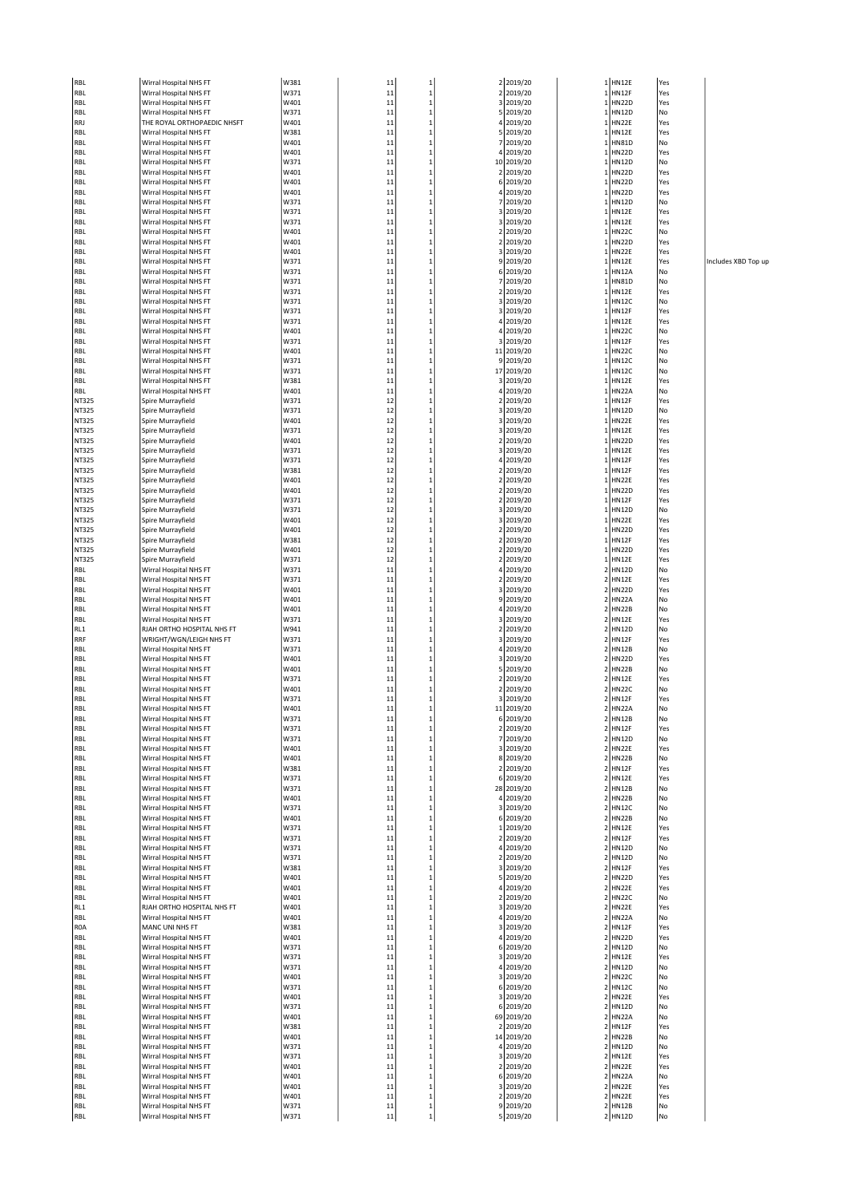| | | | | | | | | | |
|---|---|---|---|---|---|---|---|---|---|
| RBL | Wirral Hospital NHS FT | W381 | 11 | 1 | 2 | 2019/20 | 1 | HN12E | Yes | |
| RBL | Wirral Hospital NHS FT | W371 | 11 | 1 | 2 | 2019/20 | 1 | HN12F | Yes | |
| RBL | Wirral Hospital NHS FT | W401 | 11 | 1 | 3 | 2019/20 | 1 | HN22D | Yes | |
| RBL | Wirral Hospital NHS FT | W371 | 11 | 1 | 5 | 2019/20 | 1 | HN12D | No | |
| RRJ | THE ROYAL ORTHOPAEDIC NHSFT | W401 | 11 | 1 | 4 | 2019/20 | 1 | HN22E | Yes | |
| RBL | Wirral Hospital NHS FT | W381 | 11 | 1 | 5 | 2019/20 | 1 | HN12E | Yes | |
| RBL | Wirral Hospital NHS FT | W401 | 11 | 1 | 7 | 2019/20 | 1 | HN81D | No | |
| RBL | Wirral Hospital NHS FT | W401 | 11 | 1 | 4 | 2019/20 | 1 | HN22D | Yes | |
| RBL | Wirral Hospital NHS FT | W371 | 11 | 1 | 10 | 2019/20 | 1 | HN12D | No | |
| RBL | Wirral Hospital NHS FT | W401 | 11 | 1 | 2 | 2019/20 | 1 | HN22D | Yes | |
| RBL | Wirral Hospital NHS FT | W401 | 11 | 1 | 6 | 2019/20 | 1 | HN22D | Yes | |
| RBL | Wirral Hospital NHS FT | W401 | 11 | 1 | 4 | 2019/20 | 1 | HN22D | Yes | |
| RBL | Wirral Hospital NHS FT | W371 | 11 | 1 | 7 | 2019/20 | 1 | HN12D | No | |
| RBL | Wirral Hospital NHS FT | W371 | 11 | 1 | 3 | 2019/20 | 1 | HN12E | Yes | |
| RBL | Wirral Hospital NHS FT | W371 | 11 | 1 | 3 | 2019/20 | 1 | HN12E | Yes | |
| RBL | Wirral Hospital NHS FT | W401 | 11 | 1 | 2 | 2019/20 | 1 | HN22C | No | |
| RBL | Wirral Hospital NHS FT | W401 | 11 | 1 | 2 | 2019/20 | 1 | HN22D | Yes | |
| RBL | Wirral Hospital NHS FT | W401 | 11 | 1 | 3 | 2019/20 | 1 | HN22E | Yes | |
| RBL | Wirral Hospital NHS FT | W371 | 11 | 1 | 9 | 2019/20 | 1 | HN12E | Yes | Includes XBD Top up |
| RBL | Wirral Hospital NHS FT | W371 | 11 | 1 | 6 | 2019/20 | 1 | HN12A | No | |
| RBL | Wirral Hospital NHS FT | W371 | 11 | 1 | 7 | 2019/20 | 1 | HN81D | No | |
| RBL | Wirral Hospital NHS FT | W371 | 11 | 1 | 2 | 2019/20 | 1 | HN12E | Yes | |
| RBL | Wirral Hospital NHS FT | W371 | 11 | 1 | 3 | 2019/20 | 1 | HN12C | No | |
| RBL | Wirral Hospital NHS FT | W371 | 11 | 1 | 3 | 2019/20 | 1 | HN12F | Yes | |
| RBL | Wirral Hospital NHS FT | W371 | 11 | 1 | 4 | 2019/20 | 1 | HN12E | Yes | |
| RBL | Wirral Hospital NHS FT | W401 | 11 | 1 | 4 | 2019/20 | 1 | HN22C | No | |
| RBL | Wirral Hospital NHS FT | W371 | 11 | 1 | 3 | 2019/20 | 1 | HN12F | Yes | |
| RBL | Wirral Hospital NHS FT | W401 | 11 | 1 | 11 | 2019/20 | 1 | HN22C | No | |
| RBL | Wirral Hospital NHS FT | W371 | 11 | 1 | 9 | 2019/20 | 1 | HN12C | No | |
| RBL | Wirral Hospital NHS FT | W371 | 11 | 1 | 17 | 2019/20 | 1 | HN12C | No | |
| RBL | Wirral Hospital NHS FT | W381 | 11 | 1 | 3 | 2019/20 | 1 | HN12E | Yes | |
| RBL | Wirral Hospital NHS FT | W401 | 11 | 1 | 4 | 2019/20 | 1 | HN22A | No | |
| NT325 | Spire Murrayfield | W371 | 12 | 1 | 2 | 2019/20 | 1 | HN12F | Yes | |
| NT325 | Spire Murrayfield | W371 | 12 | 1 | 3 | 2019/20 | 1 | HN12D | No | |
| NT325 | Spire Murrayfield | W401 | 12 | 1 | 3 | 2019/20 | 1 | HN22E | Yes | |
| NT325 | Spire Murrayfield | W371 | 12 | 1 | 3 | 2019/20 | 1 | HN12E | Yes | |
| NT325 | Spire Murrayfield | W401 | 12 | 1 | 2 | 2019/20 | 1 | HN22D | Yes | |
| NT325 | Spire Murrayfield | W371 | 12 | 1 | 3 | 2019/20 | 1 | HN12E | Yes | |
| NT325 | Spire Murrayfield | W371 | 12 | 1 | 4 | 2019/20 | 1 | HN12F | Yes | |
| NT325 | Spire Murrayfield | W381 | 12 | 1 | 2 | 2019/20 | 1 | HN12F | Yes | |
| NT325 | Spire Murrayfield | W401 | 12 | 1 | 2 | 2019/20 | 1 | HN22E | Yes | |
| NT325 | Spire Murrayfield | W401 | 12 | 1 | 2 | 2019/20 | 1 | HN22D | Yes | |
| NT325 | Spire Murrayfield | W371 | 12 | 1 | 2 | 2019/20 | 1 | HN12F | Yes | |
| NT325 | Spire Murrayfield | W371 | 12 | 1 | 3 | 2019/20 | 1 | HN12D | No | |
| NT325 | Spire Murrayfield | W401 | 12 | 1 | 3 | 2019/20 | 1 | HN22E | Yes | |
| NT325 | Spire Murrayfield | W401 | 12 | 1 | 2 | 2019/20 | 1 | HN22D | Yes | |
| NT325 | Spire Murrayfield | W381 | 12 | 1 | 2 | 2019/20 | 1 | HN12F | Yes | |
| NT325 | Spire Murrayfield | W401 | 12 | 1 | 2 | 2019/20 | 1 | HN22D | Yes | |
| NT325 | Spire Murrayfield | W371 | 12 | 1 | 2 | 2019/20 | 1 | HN12E | Yes | |
| RBL | Wirral Hospital NHS FT | W371 | 11 | 1 | 4 | 2019/20 | 2 | HN12D | No | |
| RBL | Wirral Hospital NHS FT | W371 | 11 | 1 | 2 | 2019/20 | 2 | HN12E | Yes | |
| RBL | Wirral Hospital NHS FT | W401 | 11 | 1 | 3 | 2019/20 | 2 | HN22D | Yes | |
| RBL | Wirral Hospital NHS FT | W401 | 11 | 1 | 9 | 2019/20 | 2 | HN22A | No | |
| RBL | Wirral Hospital NHS FT | W401 | 11 | 1 | 4 | 2019/20 | 2 | HN22B | No | |
| RBL | Wirral Hospital NHS FT | W371 | 11 | 1 | 3 | 2019/20 | 2 | HN12E | Yes | |
| RL1 | RJAH ORTHO HOSPITAL NHS FT | W941 | 11 | 1 | 2 | 2019/20 | 2 | HN12D | No | |
| RRF | WRIGHT/WGN/LEIGH NHS FT | W371 | 11 | 1 | 3 | 2019/20 | 2 | HN12F | Yes | |
| RBL | Wirral Hospital NHS FT | W371 | 11 | 1 | 4 | 2019/20 | 2 | HN12B | No | |
| RBL | Wirral Hospital NHS FT | W401 | 11 | 1 | 3 | 2019/20 | 2 | HN22D | Yes | |
| RBL | Wirral Hospital NHS FT | W401 | 11 | 1 | 5 | 2019/20 | 2 | HN22B | No | |
| RBL | Wirral Hospital NHS FT | W371 | 11 | 1 | 2 | 2019/20 | 2 | HN12E | Yes | |
| RBL | Wirral Hospital NHS FT | W401 | 11 | 1 | 2 | 2019/20 | 2 | HN22C | No | |
| RBL | Wirral Hospital NHS FT | W371 | 11 | 1 | 3 | 2019/20 | 2 | HN12F | Yes | |
| RBL | Wirral Hospital NHS FT | W401 | 11 | 1 | 11 | 2019/20 | 2 | HN22A | No | |
| RBL | Wirral Hospital NHS FT | W371 | 11 | 1 | 6 | 2019/20 | 2 | HN12B | No | |
| RBL | Wirral Hospital NHS FT | W371 | 11 | 1 | 2 | 2019/20 | 2 | HN12F | Yes | |
| RBL | Wirral Hospital NHS FT | W371 | 11 | 1 | 7 | 2019/20 | 2 | HN12D | No | |
| RBL | Wirral Hospital NHS FT | W401 | 11 | 1 | 3 | 2019/20 | 2 | HN22E | Yes | |
| RBL | Wirral Hospital NHS FT | W401 | 11 | 1 | 8 | 2019/20 | 2 | HN22B | No | |
| RBL | Wirral Hospital NHS FT | W381 | 11 | 1 | 2 | 2019/20 | 2 | HN12F | Yes | |
| RBL | Wirral Hospital NHS FT | W371 | 11 | 1 | 6 | 2019/20 | 2 | HN12E | Yes | |
| RBL | Wirral Hospital NHS FT | W371 | 11 | 1 | 28 | 2019/20 | 2 | HN12B | No | |
| RBL | Wirral Hospital NHS FT | W401 | 11 | 1 | 4 | 2019/20 | 2 | HN22B | No | |
| RBL | Wirral Hospital NHS FT | W371 | 11 | 1 | 3 | 2019/20 | 2 | HN12C | No | |
| RBL | Wirral Hospital NHS FT | W401 | 11 | 1 | 6 | 2019/20 | 2 | HN22B | No | |
| RBL | Wirral Hospital NHS FT | W371 | 11 | 1 | 1 | 2019/20 | 2 | HN12E | Yes | |
| RBL | Wirral Hospital NHS FT | W371 | 11 | 1 | 2 | 2019/20 | 2 | HN12F | Yes | |
| RBL | Wirral Hospital NHS FT | W371 | 11 | 1 | 4 | 2019/20 | 2 | HN12D | No | |
| RBL | Wirral Hospital NHS FT | W371 | 11 | 1 | 2 | 2019/20 | 2 | HN12D | No | |
| RBL | Wirral Hospital NHS FT | W381 | 11 | 1 | 3 | 2019/20 | 2 | HN12F | Yes | |
| RBL | Wirral Hospital NHS FT | W401 | 11 | 1 | 5 | 2019/20 | 2 | HN22D | Yes | |
| RBL | Wirral Hospital NHS FT | W401 | 11 | 1 | 4 | 2019/20 | 2 | HN22E | Yes | |
| RBL | Wirral Hospital NHS FT | W401 | 11 | 1 | 2 | 2019/20 | 2 | HN22C | No | |
| RL1 | RJAH ORTHO HOSPITAL NHS FT | W401 | 11 | 1 | 3 | 2019/20 | 2 | HN22E | Yes | |
| RBL | Wirral Hospital NHS FT | W401 | 11 | 1 | 4 | 2019/20 | 2 | HN22A | No | |
| R0A | MANC UNI NHS FT | W381 | 11 | 1 | 3 | 2019/20 | 2 | HN12F | Yes | |
| RBL | Wirral Hospital NHS FT | W401 | 11 | 1 | 4 | 2019/20 | 2 | HN22D | Yes | |
| RBL | Wirral Hospital NHS FT | W371 | 11 | 1 | 6 | 2019/20 | 2 | HN12D | No | |
| RBL | Wirral Hospital NHS FT | W371 | 11 | 1 | 3 | 2019/20 | 2 | HN12E | Yes | |
| RBL | Wirral Hospital NHS FT | W371 | 11 | 1 | 4 | 2019/20 | 2 | HN12D | No | |
| RBL | Wirral Hospital NHS FT | W401 | 11 | 1 | 3 | 2019/20 | 2 | HN22C | No | |
| RBL | Wirral Hospital NHS FT | W371 | 11 | 1 | 6 | 2019/20 | 2 | HN12C | No | |
| RBL | Wirral Hospital NHS FT | W401 | 11 | 1 | 3 | 2019/20 | 2 | HN22E | Yes | |
| RBL | Wirral Hospital NHS FT | W371 | 11 | 1 | 6 | 2019/20 | 2 | HN12D | No | |
| RBL | Wirral Hospital NHS FT | W401 | 11 | 1 | 69 | 2019/20 | 2 | HN22A | No | |
| RBL | Wirral Hospital NHS FT | W381 | 11 | 1 | 2 | 2019/20 | 2 | HN12F | Yes | |
| RBL | Wirral Hospital NHS FT | W401 | 11 | 1 | 14 | 2019/20 | 2 | HN22B | No | |
| RBL | Wirral Hospital NHS FT | W371 | 11 | 1 | 4 | 2019/20 | 2 | HN12D | No | |
| RBL | Wirral Hospital NHS FT | W371 | 11 | 1 | 3 | 2019/20 | 2 | HN12E | Yes | |
| RBL | Wirral Hospital NHS FT | W401 | 11 | 1 | 2 | 2019/20 | 2 | HN22E | Yes | |
| RBL | Wirral Hospital NHS FT | W401 | 11 | 1 | 6 | 2019/20 | 2 | HN22A | No | |
| RBL | Wirral Hospital NHS FT | W401 | 11 | 1 | 3 | 2019/20 | 2 | HN22E | Yes | |
| RBL | Wirral Hospital NHS FT | W401 | 11 | 1 | 2 | 2019/20 | 2 | HN22E | Yes | |
| RBL | Wirral Hospital NHS FT | W371 | 11 | 1 | 9 | 2019/20 | 2 | HN12B | No | |
| RBL | Wirral Hospital NHS FT | W371 | 11 | 1 | 5 | 2019/20 | 2 | HN12D | No | |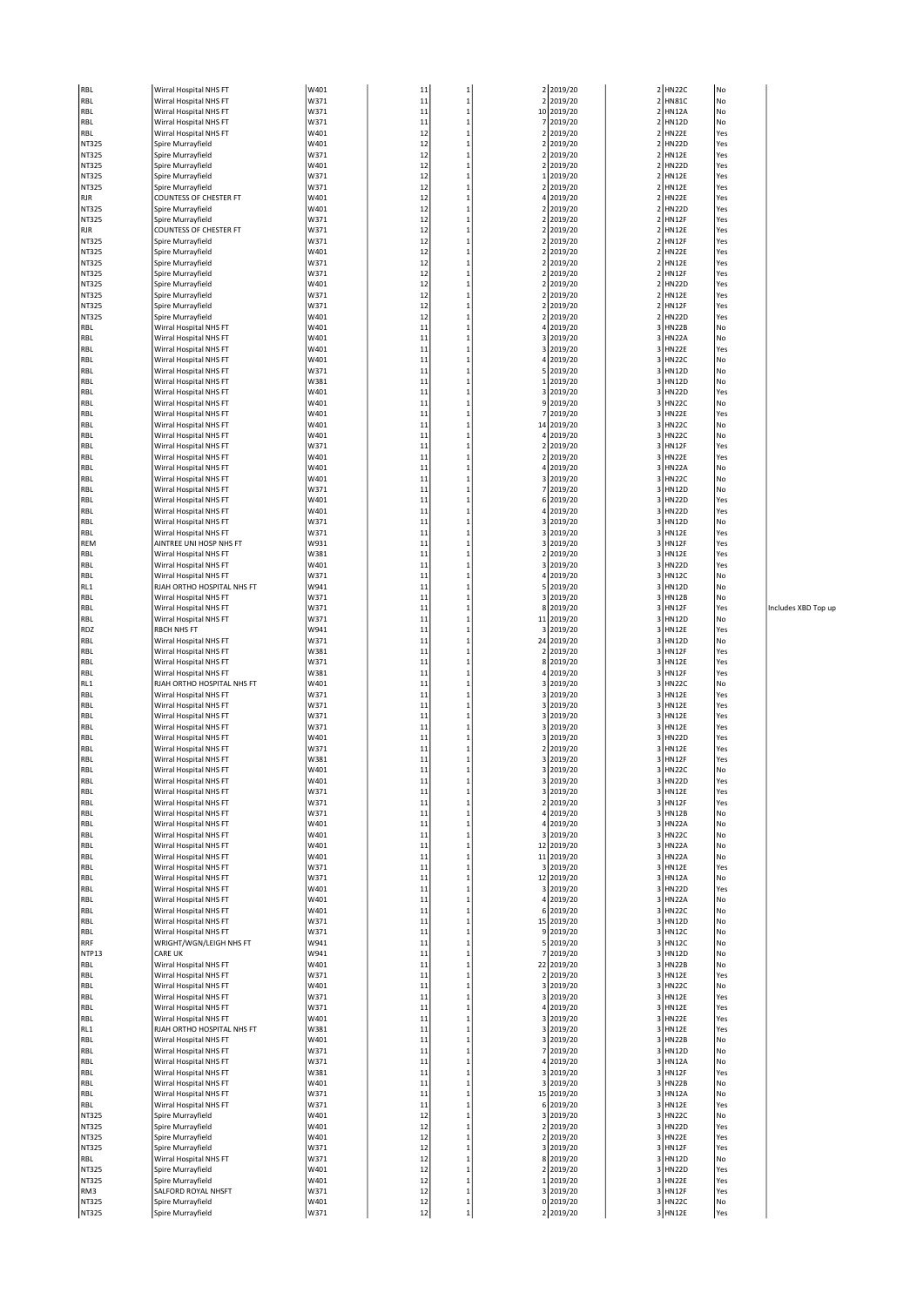| | | | | | | | | | | |
|---|---|---|---|---|---|---|---|---|---|---|
| RBL | Wirral Hospital NHS FT | W401 | 11 | 1 | 2 | 2019/20 | 2 | HN22C | No | |
| RBL | Wirral Hospital NHS FT | W371 | 11 | 1 | 2 | 2019/20 | 2 | HN81C | No | |
| RBL | Wirral Hospital NHS FT | W371 | 11 | 1 | 10 | 2019/20 | 2 | HN12A | No | |
| RBL | Wirral Hospital NHS FT | W371 | 11 | 1 | 7 | 2019/20 | 2 | HN12D | No | |
| RBL | Wirral Hospital NHS FT | W401 | 12 | 1 | 2 | 2019/20 | 2 | HN22E | Yes | |
| NT325 | Spire Murrayfield | W401 | 12 | 1 | 2 | 2019/20 | 2 | HN22D | Yes | |
| NT325 | Spire Murrayfield | W371 | 12 | 1 | 2 | 2019/20 | 2 | HN12E | Yes | |
| NT325 | Spire Murrayfield | W401 | 12 | 1 | 2 | 2019/20 | 2 | HN22D | Yes | |
| NT325 | Spire Murrayfield | W371 | 12 | 1 | 1 | 2019/20 | 2 | HN12E | Yes | |
| NT325 | Spire Murrayfield | W371 | 12 | 1 | 2 | 2019/20 | 2 | HN12E | Yes | |
| RJR | COUNTESS OF CHESTER FT | W401 | 12 | 1 | 4 | 2019/20 | 2 | HN22E | Yes | |
| NT325 | Spire Murrayfield | W401 | 12 | 1 | 2 | 2019/20 | 2 | HN22D | Yes | |
| NT325 | Spire Murrayfield | W371 | 12 | 1 | 2 | 2019/20 | 2 | HN12F | Yes | |
| RJR | COUNTESS OF CHESTER FT | W371 | 12 | 1 | 2 | 2019/20 | 2 | HN12E | Yes | |
| NT325 | Spire Murrayfield | W371 | 12 | 1 | 2 | 2019/20 | 2 | HN12F | Yes | |
| NT325 | Spire Murrayfield | W401 | 12 | 1 | 2 | 2019/20 | 2 | HN22E | Yes | |
| NT325 | Spire Murrayfield | W371 | 12 | 1 | 2 | 2019/20 | 2 | HN12E | Yes | |
| NT325 | Spire Murrayfield | W371 | 12 | 1 | 2 | 2019/20 | 2 | HN12F | Yes | |
| NT325 | Spire Murrayfield | W401 | 12 | 1 | 2 | 2019/20 | 2 | HN22D | Yes | |
| NT325 | Spire Murrayfield | W371 | 12 | 1 | 2 | 2019/20 | 2 | HN12E | Yes | |
| NT325 | Spire Murrayfield | W371 | 12 | 1 | 2 | 2019/20 | 2 | HN12F | Yes | |
| NT325 | Spire Murrayfield | W401 | 12 | 1 | 2 | 2019/20 | 2 | HN22D | Yes | |
| RBL | Wirral Hospital NHS FT | W401 | 11 | 1 | 4 | 2019/20 | 3 | HN22B | No | |
| RBL | Wirral Hospital NHS FT | W401 | 11 | 1 | 3 | 2019/20 | 3 | HN22A | No | |
| RBL | Wirral Hospital NHS FT | W401 | 11 | 1 | 3 | 2019/20 | 3 | HN22E | Yes | |
| RBL | Wirral Hospital NHS FT | W401 | 11 | 1 | 4 | 2019/20 | 3 | HN22C | No | |
| RBL | Wirral Hospital NHS FT | W371 | 11 | 1 | 5 | 2019/20 | 3 | HN12D | No | |
| RBL | Wirral Hospital NHS FT | W381 | 11 | 1 | 1 | 2019/20 | 3 | HN12D | No | |
| RBL | Wirral Hospital NHS FT | W401 | 11 | 1 | 3 | 2019/20 | 3 | HN22D | Yes | |
| RBL | Wirral Hospital NHS FT | W401 | 11 | 1 | 9 | 2019/20 | 3 | HN22C | No | |
| RBL | Wirral Hospital NHS FT | W401 | 11 | 1 | 7 | 2019/20 | 3 | HN22E | Yes | |
| RBL | Wirral Hospital NHS FT | W401 | 11 | 1 | 14 | 2019/20 | 3 | HN22C | No | |
| RBL | Wirral Hospital NHS FT | W401 | 11 | 1 | 4 | 2019/20 | 3 | HN22C | No | |
| RBL | Wirral Hospital NHS FT | W371 | 11 | 1 | 2 | 2019/20 | 3 | HN12F | Yes | |
| RBL | Wirral Hospital NHS FT | W401 | 11 | 1 | 2 | 2019/20 | 3 | HN22E | Yes | |
| RBL | Wirral Hospital NHS FT | W401 | 11 | 1 | 4 | 2019/20 | 3 | HN22A | No | |
| RBL | Wirral Hospital NHS FT | W401 | 11 | 1 | 3 | 2019/20 | 3 | HN22C | No | |
| RBL | Wirral Hospital NHS FT | W371 | 11 | 1 | 7 | 2019/20 | 3 | HN12D | No | |
| RBL | Wirral Hospital NHS FT | W401 | 11 | 1 | 6 | 2019/20 | 3 | HN22D | Yes | |
| RBL | Wirral Hospital NHS FT | W401 | 11 | 1 | 4 | 2019/20 | 3 | HN22D | Yes | |
| RBL | Wirral Hospital NHS FT | W371 | 11 | 1 | 3 | 2019/20 | 3 | HN12D | No | |
| RBL | Wirral Hospital NHS FT | W371 | 11 | 1 | 3 | 2019/20 | 3 | HN12E | Yes | |
| REM | AINTREE UNI HOSP NHS FT | W931 | 11 | 1 | 3 | 2019/20 | 3 | HN12F | Yes | |
| RBL | Wirral Hospital NHS FT | W381 | 11 | 1 | 2 | 2019/20 | 3 | HN12E | Yes | |
| RBL | Wirral Hospital NHS FT | W401 | 11 | 1 | 3 | 2019/20 | 3 | HN22D | Yes | |
| RBL | Wirral Hospital NHS FT | W371 | 11 | 1 | 4 | 2019/20 | 3 | HN12C | No | |
| RL1 | RJAH ORTHO HOSPITAL NHS FT | W941 | 11 | 1 | 5 | 2019/20 | 3 | HN12D | No | |
| RBL | Wirral Hospital NHS FT | W371 | 11 | 1 | 3 | 2019/20 | 3 | HN12B | No | |
| RBL | Wirral Hospital NHS FT | W371 | 11 | 1 | 8 | 2019/20 | 3 | HN12F | Yes | Includes XBD Top up |
| RBL | Wirral Hospital NHS FT | W371 | 11 | 1 | 11 | 2019/20 | 3 | HN12D | No | |
| RDZ | RBCH NHS FT | W941 | 11 | 1 | 3 | 2019/20 | 3 | HN12E | Yes | |
| RBL | Wirral Hospital NHS FT | W371 | 11 | 1 | 24 | 2019/20 | 3 | HN12D | No | |
| RBL | Wirral Hospital NHS FT | W381 | 11 | 1 | 2 | 2019/20 | 3 | HN12F | Yes | |
| RBL | Wirral Hospital NHS FT | W371 | 11 | 1 | 8 | 2019/20 | 3 | HN12E | Yes | |
| RBL | Wirral Hospital NHS FT | W381 | 11 | 1 | 4 | 2019/20 | 3 | HN12F | Yes | |
| RL1 | RJAH ORTHO HOSPITAL NHS FT | W401 | 11 | 1 | 3 | 2019/20 | 3 | HN22C | No | |
| RBL | Wirral Hospital NHS FT | W371 | 11 | 1 | 3 | 2019/20 | 3 | HN12E | Yes | |
| RBL | Wirral Hospital NHS FT | W371 | 11 | 1 | 3 | 2019/20 | 3 | HN12E | Yes | |
| RBL | Wirral Hospital NHS FT | W371 | 11 | 1 | 3 | 2019/20 | 3 | HN12E | Yes | |
| RBL | Wirral Hospital NHS FT | W371 | 11 | 1 | 3 | 2019/20 | 3 | HN12E | Yes | |
| RBL | Wirral Hospital NHS FT | W401 | 11 | 1 | 3 | 2019/20 | 3 | HN22D | Yes | |
| RBL | Wirral Hospital NHS FT | W371 | 11 | 1 | 2 | 2019/20 | 3 | HN12E | Yes | |
| RBL | Wirral Hospital NHS FT | W381 | 11 | 1 | 3 | 2019/20 | 3 | HN12F | Yes | |
| RBL | Wirral Hospital NHS FT | W401 | 11 | 1 | 3 | 2019/20 | 3 | HN22C | No | |
| RBL | Wirral Hospital NHS FT | W401 | 11 | 1 | 3 | 2019/20 | 3 | HN22D | Yes | |
| RBL | Wirral Hospital NHS FT | W371 | 11 | 1 | 3 | 2019/20 | 3 | HN12E | Yes | |
| RBL | Wirral Hospital NHS FT | W371 | 11 | 1 | 2 | 2019/20 | 3 | HN12F | Yes | |
| RBL | Wirral Hospital NHS FT | W371 | 11 | 1 | 4 | 2019/20 | 3 | HN12B | No | |
| RBL | Wirral Hospital NHS FT | W401 | 11 | 1 | 4 | 2019/20 | 3 | HN22A | No | |
| RBL | Wirral Hospital NHS FT | W401 | 11 | 1 | 3 | 2019/20 | 3 | HN22C | No | |
| RBL | Wirral Hospital NHS FT | W401 | 11 | 1 | 12 | 2019/20 | 3 | HN22A | No | |
| RBL | Wirral Hospital NHS FT | W401 | 11 | 1 | 11 | 2019/20 | 3 | HN22A | No | |
| RBL | Wirral Hospital NHS FT | W371 | 11 | 1 | 3 | 2019/20 | 3 | HN12E | Yes | |
| RBL | Wirral Hospital NHS FT | W371 | 11 | 1 | 12 | 2019/20 | 3 | HN12A | No | |
| RBL | Wirral Hospital NHS FT | W401 | 11 | 1 | 3 | 2019/20 | 3 | HN22D | Yes | |
| RBL | Wirral Hospital NHS FT | W401 | 11 | 1 | 4 | 2019/20 | 3 | HN22A | No | |
| RBL | Wirral Hospital NHS FT | W401 | 11 | 1 | 6 | 2019/20 | 3 | HN22C | No | |
| RBL | Wirral Hospital NHS FT | W371 | 11 | 1 | 15 | 2019/20 | 3 | HN12D | No | |
| RBL | Wirral Hospital NHS FT | W371 | 11 | 1 | 9 | 2019/20 | 3 | HN12C | No | |
| RRF | WRIGHT/WGN/LEIGH NHS FT | W941 | 11 | 1 | 5 | 2019/20 | 3 | HN12C | No | |
| NTP13 | CARE UK | W941 | 11 | 1 | 7 | 2019/20 | 3 | HN12D | No | |
| RBL | Wirral Hospital NHS FT | W401 | 11 | 1 | 22 | 2019/20 | 3 | HN22B | No | |
| RBL | Wirral Hospital NHS FT | W371 | 11 | 1 | 2 | 2019/20 | 3 | HN12E | Yes | |
| RBL | Wirral Hospital NHS FT | W401 | 11 | 1 | 3 | 2019/20 | 3 | HN22C | No | |
| RBL | Wirral Hospital NHS FT | W371 | 11 | 1 | 3 | 2019/20 | 3 | HN12E | Yes | |
| RBL | Wirral Hospital NHS FT | W371 | 11 | 1 | 4 | 2019/20 | 3 | HN12E | Yes | |
| RBL | Wirral Hospital NHS FT | W401 | 11 | 1 | 3 | 2019/20 | 3 | HN22E | Yes | |
| RL1 | RJAH ORTHO HOSPITAL NHS FT | W381 | 11 | 1 | 3 | 2019/20 | 3 | HN12E | Yes | |
| RBL | Wirral Hospital NHS FT | W401 | 11 | 1 | 3 | 2019/20 | 3 | HN22B | No | |
| RBL | Wirral Hospital NHS FT | W371 | 11 | 1 | 7 | 2019/20 | 3 | HN12D | No | |
| RBL | Wirral Hospital NHS FT | W371 | 11 | 1 | 4 | 2019/20 | 3 | HN12A | No | |
| RBL | Wirral Hospital NHS FT | W381 | 11 | 1 | 3 | 2019/20 | 3 | HN12F | Yes | |
| RBL | Wirral Hospital NHS FT | W401 | 11 | 1 | 3 | 2019/20 | 3 | HN22B | No | |
| RBL | Wirral Hospital NHS FT | W371 | 11 | 1 | 15 | 2019/20 | 3 | HN12A | No | |
| RBL | Wirral Hospital NHS FT | W371 | 11 | 1 | 6 | 2019/20 | 3 | HN12E | Yes | |
| NT325 | Spire Murrayfield | W401 | 12 | 1 | 3 | 2019/20 | 3 | HN22C | No | |
| NT325 | Spire Murrayfield | W401 | 12 | 1 | 2 | 2019/20 | 3 | HN22D | Yes | |
| NT325 | Spire Murrayfield | W401 | 12 | 1 | 2 | 2019/20 | 3 | HN22E | Yes | |
| NT325 | Spire Murrayfield | W371 | 12 | 1 | 3 | 2019/20 | 3 | HN12F | Yes | |
| RBL | Wirral Hospital NHS FT | W371 | 12 | 1 | 8 | 2019/20 | 3 | HN12D | No | |
| NT325 | Spire Murrayfield | W401 | 12 | 1 | 2 | 2019/20 | 3 | HN22D | Yes | |
| NT325 | Spire Murrayfield | W401 | 12 | 1 | 1 | 2019/20 | 3 | HN22E | Yes | |
| RM3 | SALFORD ROYAL NHSFT | W371 | 12 | 1 | 3 | 2019/20 | 3 | HN12F | Yes | |
| NT325 | Spire Murrayfield | W401 | 12 | 1 | 0 | 2019/20 | 3 | HN22C | No | |
| NT325 | Spire Murrayfield | W371 | 12 | 1 | 2 | 2019/20 | 3 | HN12E | Yes | |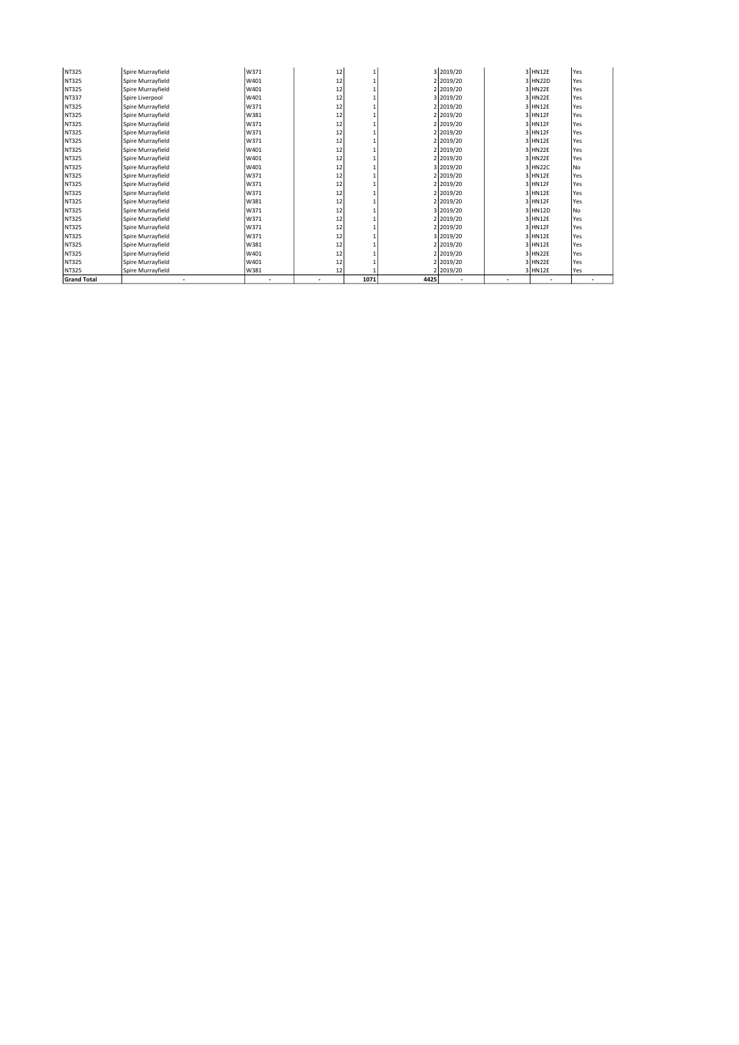| | | | | | | | | | |
|---|---|---|---|---|---|---|---|---|---|
| NT325 | Spire Murrayfield | W371 | 12 | 1 | 3 | 2019/20 | 3 | HN12E | Yes |
| NT325 | Spire Murrayfield | W401 | 12 | 1 | 2 | 2019/20 | 3 | HN22D | Yes |
| NT325 | Spire Murrayfield | W401 | 12 | 1 | 2 | 2019/20 | 3 | HN22E | Yes |
| NT337 | Spire Liverpool | W401 | 12 | 1 | 3 | 2019/20 | 3 | HN22E | Yes |
| NT325 | Spire Murrayfield | W371 | 12 | 1 | 2 | 2019/20 | 3 | HN12E | Yes |
| NT325 | Spire Murrayfield | W381 | 12 | 1 | 2 | 2019/20 | 3 | HN12F | Yes |
| NT325 | Spire Murrayfield | W371 | 12 | 1 | 2 | 2019/20 | 3 | HN12F | Yes |
| NT325 | Spire Murrayfield | W371 | 12 | 1 | 2 | 2019/20 | 3 | HN12F | Yes |
| NT325 | Spire Murrayfield | W371 | 12 | 1 | 2 | 2019/20 | 3 | HN12E | Yes |
| NT325 | Spire Murrayfield | W401 | 12 | 1 | 2 | 2019/20 | 3 | HN22E | Yes |
| NT325 | Spire Murrayfield | W401 | 12 | 1 | 2 | 2019/20 | 3 | HN22E | Yes |
| NT325 | Spire Murrayfield | W401 | 12 | 1 | 3 | 2019/20 | 3 | HN22C | No |
| NT325 | Spire Murrayfield | W371 | 12 | 1 | 2 | 2019/20 | 3 | HN12E | Yes |
| NT325 | Spire Murrayfield | W371 | 12 | 1 | 2 | 2019/20 | 3 | HN12F | Yes |
| NT325 | Spire Murrayfield | W371 | 12 | 1 | 2 | 2019/20 | 3 | HN12E | Yes |
| NT325 | Spire Murrayfield | W381 | 12 | 1 | 2 | 2019/20 | 3 | HN12F | Yes |
| NT325 | Spire Murrayfield | W371 | 12 | 1 | 3 | 2019/20 | 3 | HN12D | No |
| NT325 | Spire Murrayfield | W371 | 12 | 1 | 2 | 2019/20 | 3 | HN12E | Yes |
| NT325 | Spire Murrayfield | W371 | 12 | 1 | 2 | 2019/20 | 3 | HN12F | Yes |
| NT325 | Spire Murrayfield | W371 | 12 | 1 | 3 | 2019/20 | 3 | HN12E | Yes |
| NT325 | Spire Murrayfield | W381 | 12 | 1 | 2 | 2019/20 | 3 | HN12E | Yes |
| NT325 | Spire Murrayfield | W401 | 12 | 1 | 2 | 2019/20 | 3 | HN22E | Yes |
| NT325 | Spire Murrayfield | W401 | 12 | 1 | 2 | 2019/20 | 3 | HN22E | Yes |
| NT325 | Spire Murrayfield | W381 | 12 | 1 | 2 | 2019/20 | 3 | HN12E | Yes |
| **Grand Total** | - | - | - | **1071** | **4425** | - | - | - | - |